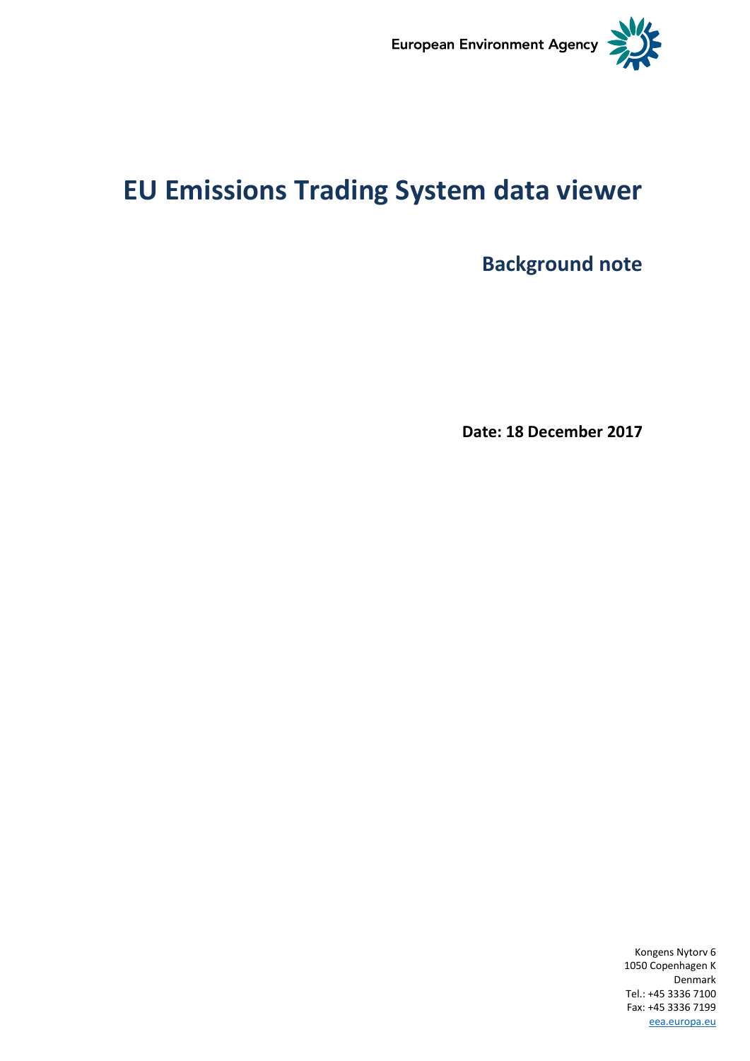European Environment Agency

# EU Emissions Trading System data viewer

## Background note

**Date: 18 December 2017**

Kongens Nytorv 6
1050 Copenhagen K
Denmark
Tel.: +45 3336 7100
Fax: +45 3336 7199
eea.europa.eu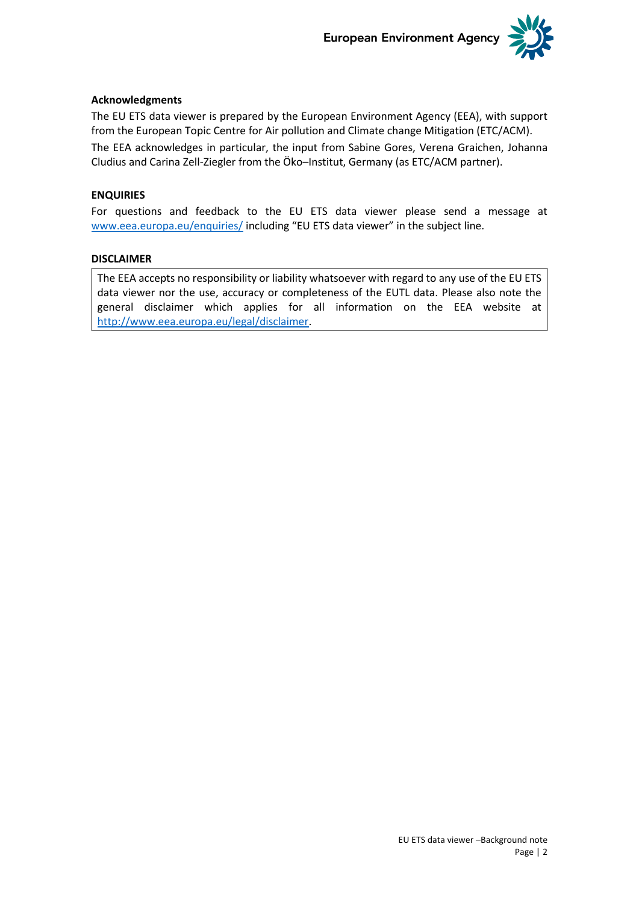**Acknowledgments**

The EU ETS data viewer is prepared by the European Environment Agency (EEA), with support from the European Topic Centre for Air pollution and Climate change Mitigation (ETC/ACM).

The EEA acknowledges in particular, the input from Sabine Gores, Verena Graichen, Johanna Cludius and Carina Zell-Ziegler from the Öko–Institut, Germany (as ETC/ACM partner).

**ENQUIRIES**

For questions and feedback to the EU ETS data viewer please send a message at [www.eea.europa.eu/enquiries/](www.eea.europa.eu/enquiries/) including "EU ETS data viewer" in the subject line.

**DISCLAIMER**

The EEA accepts no responsibility or liability whatsoever with regard to any use of the EU ETS data viewer nor the use, accuracy or completeness of the EUTL data. Please also note the general disclaimer which applies for all information on the EEA website at [http://www.eea.europa.eu/legal/disclaimer](http://www.eea.europa.eu/legal/disclaimer).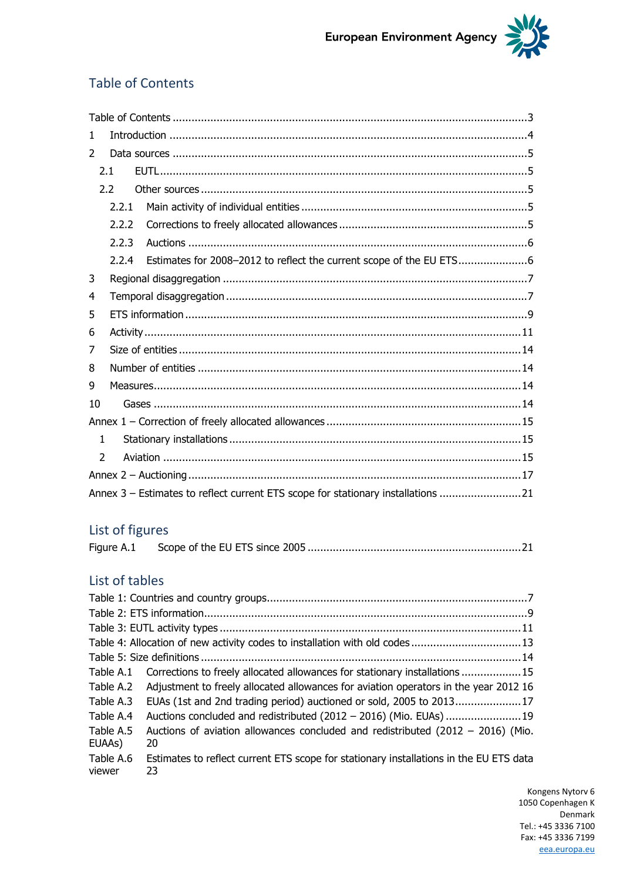## Table of Contents

Table of Contents ........................................................................................................3
1 Introduction ..........................................................................................................4
2 Data sources .........................................................................................................5
2.1 EUTL.....................................................................................................................5
2.2 Other sources .......................................................................................................5
2.2.1 Main activity of individual entities .......................................................................5
2.2.2 Corrections to freely allocated allowances ...........................................................5
2.2.3 Auctions ............................................................................................................6
2.2.4 Estimates for 2008–2012 to reflect the current scope of the EU ETS......................6
3 Regional disaggregation .........................................................................................7
4 Temporal disaggregation .........................................................................................7
5 ETS information ....................................................................................................9
6 Activity.................................................................................................................11
7 Size of entities ......................................................................................................14
8 Number of entities .................................................................................................14
9 Measures..............................................................................................................14
10 Gases ................................................................................................................14
Annex 1 – Correction of freely allocated allowances .....................................................15
1 Stationary installations ..........................................................................................15
2 Aviation ...............................................................................................................15
Annex 2 – Auctioning ...................................................................................................17
Annex 3 – Estimates to reflect current ETS scope for stationary installations ..........................21

## List of figures

Figure A.1 Scope of the EU ETS since 2005 ...................................................................21

## List of tables

Table 1: Countries and country groups.............................................................................7
Table 2: ETS information................................................................................................9
Table 3: EUTL activity types ..........................................................................................11
Table 4: Allocation of new activity codes to installation with old codes ...............................13
Table 5: Size definitions ................................................................................................14
Table A.1 Corrections to freely allocated allowances for stationary installations ...................15
Table A.2 Adjustment to freely allocated allowances for aviation operators in the year 2012 16
Table A.3 EUAs (1st and 2nd trading period) auctioned or sold, 2005 to 2013.....................17
Table A.4 Auctions concluded and redistributed (2012 – 2016) (Mio. EUAs) ........................19
Table A.5 Auctions of aviation allowances concluded and redistributed (2012 – 2016) (Mio. EUAAs) 20
Table A.6 Estimates to reflect current ETS scope for stationary installations in the EU ETS data viewer 23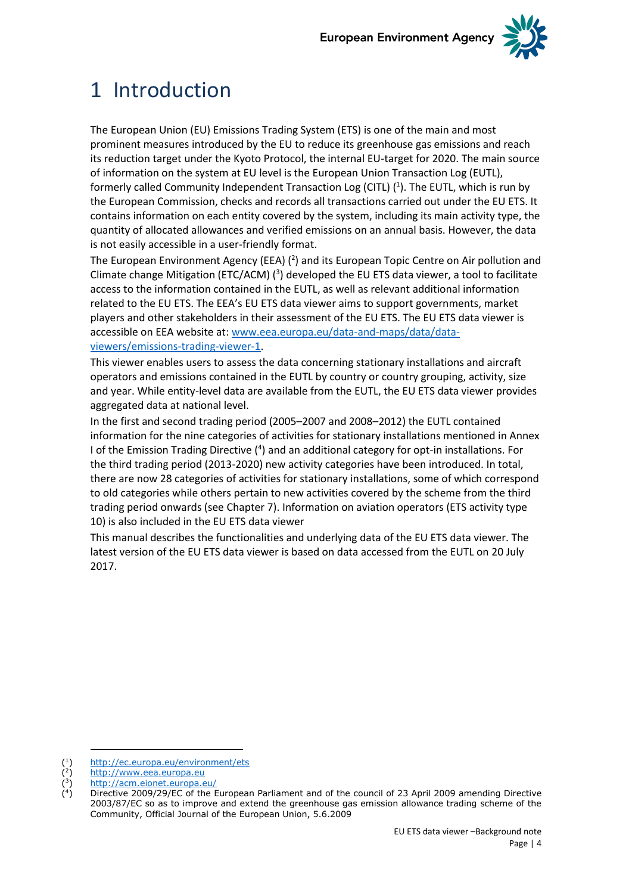# 1 Introduction

The European Union (EU) Emissions Trading System (ETS) is one of the main and most prominent measures introduced by the EU to reduce its greenhouse gas emissions and reach its reduction target under the Kyoto Protocol, the internal EU-target for 2020. The main source of information on the system at EU level is the European Union Transaction Log (EUTL), formerly called Community Independent Transaction Log (CITL) ([1]). The EUTL, which is run by the European Commission, checks and records all transactions carried out under the EU ETS. It contains information on each entity covered by the system, including its main activity type, the quantity of allocated allowances and verified emissions on an annual basis. However, the data is not easily accessible in a user-friendly format.

The European Environment Agency (EEA) ([2]) and its European Topic Centre on Air pollution and Climate change Mitigation (ETC/ACM) ([3]) developed the EU ETS data viewer, a tool to facilitate access to the information contained in the EUTL, as well as relevant additional information related to the EU ETS. The EEA's EU ETS data viewer aims to support governments, market players and other stakeholders in their assessment of the EU ETS. The EU ETS data viewer is accessible on EEA website at: [www.eea.europa.eu/data-and-maps/data/data-viewers/emissions-trading-viewer-1](www.eea.europa.eu/data-and-maps/data/data-viewers/emissions-trading-viewer-1).

This viewer enables users to assess the data concerning stationary installations and aircraft operators and emissions contained in the EUTL by country or country grouping, activity, size and year. While entity-level data are available from the EUTL, the EU ETS data viewer provides aggregated data at national level.

In the first and second trading period (2005–2007 and 2008–2012) the EUTL contained information for the nine categories of activities for stationary installations mentioned in Annex I of the Emission Trading Directive ([4]) and an additional category for opt-in installations. For the third trading period (2013-2020) new activity categories have been introduced. In total, there are now 28 categories of activities for stationary installations, some of which correspond to old categories while others pertain to new activities covered by the scheme from the third trading period onwards (see Chapter 7). Information on aviation operators (ETS activity type 10) is also included in the EU ETS data viewer

This manual describes the functionalities and underlying data of the EU ETS data viewer. The latest version of the EU ETS data viewer is based on data accessed from the EUTL on 20 July 2017.

---

([1]) http://ec.europa.eu/environment/ets

([2]) http://www.eea.europa.eu

([3]) http://acm.eionet.europa.eu/

([4]) Directive 2009/29/EC of the European Parliament and of the council of 23 April 2009 amending Directive 2003/87/EC so as to improve and extend the greenhouse gas emission allowance trading scheme of the Community, Official Journal of the European Union, 5.6.2009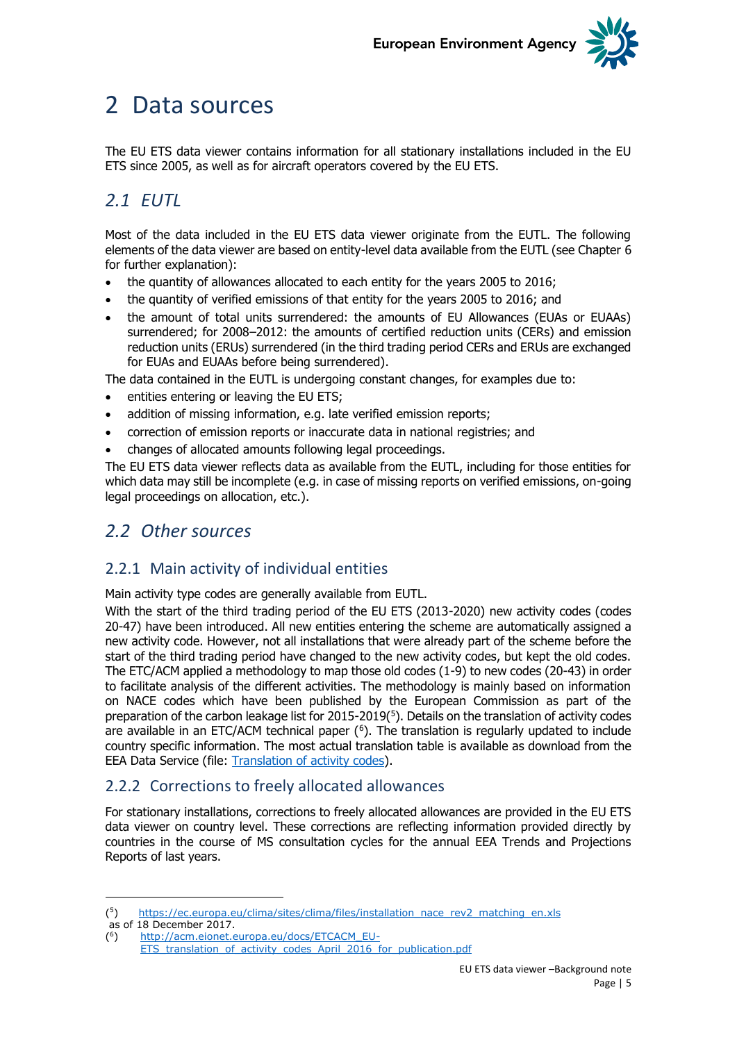# 2 Data sources

The EU ETS data viewer contains information for all stationary installations included in the EU ETS since 2005, as well as for aircraft operators covered by the EU ETS.

## *2.1 EUTL*

Most of the data included in the EU ETS data viewer originate from the EUTL. The following elements of the data viewer are based on entity-level data available from the EUTL (see Chapter 6 for further explanation):

- the quantity of allowances allocated to each entity for the years 2005 to 2016;
- the quantity of verified emissions of that entity for the years 2005 to 2016; and
- the amount of total units surrendered: the amounts of EU Allowances (EUAs or EUAAs) surrendered; for 2008–2012: the amounts of certified reduction units (CERs) and emission reduction units (ERUs) surrendered (in the third trading period CERs and ERUs are exchanged for EUAs and EUAAs before being surrendered).

The data contained in the EUTL is undergoing constant changes, for examples due to:

- entities entering or leaving the EU ETS;
- addition of missing information, e.g. late verified emission reports;
- correction of emission reports or inaccurate data in national registries; and
- changes of allocated amounts following legal proceedings.

The EU ETS data viewer reflects data as available from the EUTL, including for those entities for which data may still be incomplete (e.g. in case of missing reports on verified emissions, on-going legal proceedings on allocation, etc.).

## *2.2 Other sources*

### 2.2.1 Main activity of individual entities

Main activity type codes are generally available from EUTL.

With the start of the third trading period of the EU ETS (2013-2020) new activity codes (codes 20-47) have been introduced. All new entities entering the scheme are automatically assigned a new activity code. However, not all installations that were already part of the scheme before the start of the third trading period have changed to the new activity codes, but kept the old codes. The ETC/ACM applied a methodology to map those old codes (1-9) to new codes (20-43) in order to facilitate analysis of the different activities. The methodology is mainly based on information on NACE codes which have been published by the European Commission as part of the preparation of the carbon leakage list for 2015-2019([5]). Details on the translation of activity codes are available in an ETC/ACM technical paper ([6]). The translation is regularly updated to include country specific information. The most actual translation table is available as download from the EEA Data Service (file: Translation of activity codes).

### 2.2.2 Corrections to freely allocated allowances

For stationary installations, corrections to freely allocated allowances are provided in the EU ETS data viewer on country level. These corrections are reflecting information provided directly by countries in the course of MS consultation cycles for the annual EEA Trends and Projections Reports of last years.

---

([5]) https://ec.europa.eu/clima/sites/clima/files/installation_nace_rev2_matching_en.xls as of 18 December 2017.

([6]) http://acm.eionet.europa.eu/docs/ETCACM_EU-ETS_translation_of_activity_codes_April_2016_for_publication.pdf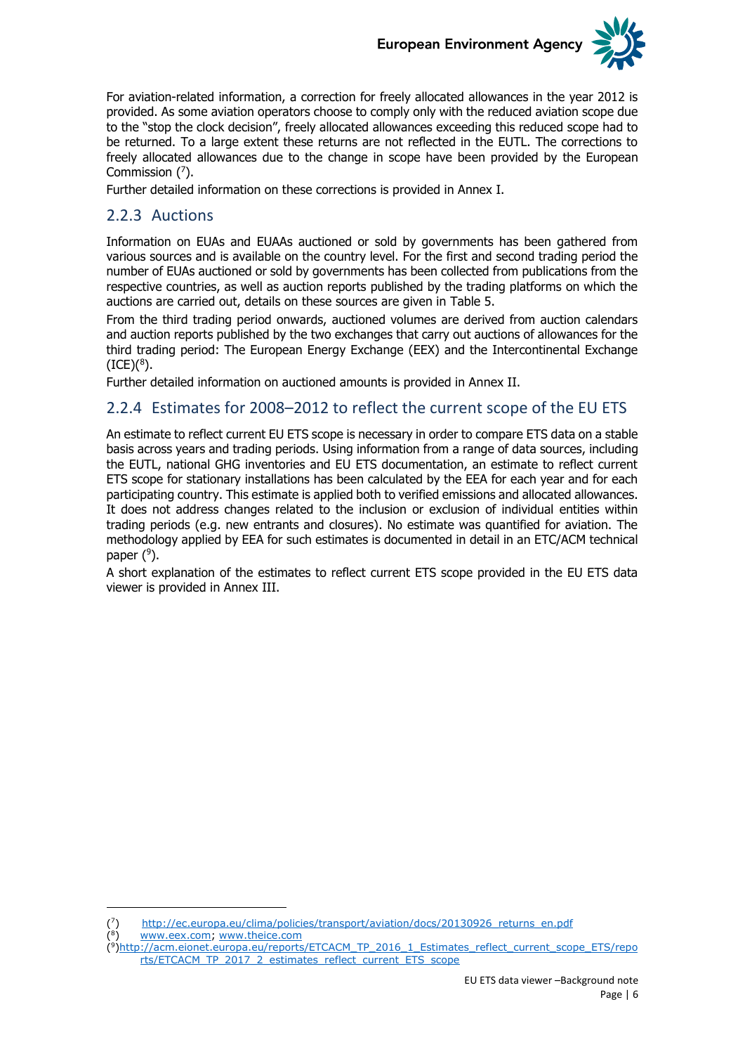For aviation-related information, a correction for freely allocated allowances in the year 2012 is provided. As some aviation operators choose to comply only with the reduced aviation scope due to the "stop the clock decision", freely allocated allowances exceeding this reduced scope had to be returned. To a large extent these returns are not reflected in the EUTL. The corrections to freely allocated allowances due to the change in scope have been provided by the European Commission ([7]).

Further detailed information on these corrections is provided in Annex I.

### 2.2.3 Auctions

Information on EUAs and EUAAs auctioned or sold by governments has been gathered from various sources and is available on the country level. For the first and second trading period the number of EUAs auctioned or sold by governments has been collected from publications from the respective countries, as well as auction reports published by the trading platforms on which the auctions are carried out, details on these sources are given in Table 5.

From the third trading period onwards, auctioned volumes are derived from auction calendars and auction reports published by the two exchanges that carry out auctions of allowances for the third trading period: The European Energy Exchange (EEX) and the Intercontinental Exchange (ICE)([8]).

Further detailed information on auctioned amounts is provided in Annex II.

### 2.2.4 Estimates for 2008–2012 to reflect the current scope of the EU ETS

An estimate to reflect current EU ETS scope is necessary in order to compare ETS data on a stable basis across years and trading periods. Using information from a range of data sources, including the EUTL, national GHG inventories and EU ETS documentation, an estimate to reflect current ETS scope for stationary installations has been calculated by the EEA for each year and for each participating country. This estimate is applied both to verified emissions and allocated allowances. It does not address changes related to the inclusion or exclusion of individual entities within trading periods (e.g. new entrants and closures). No estimate was quantified for aviation. The methodology applied by EEA for such estimates is documented in detail in an ETC/ACM technical paper ([9]).

A short explanation of the estimates to reflect current ETS scope provided in the EU ETS data viewer is provided in Annex III.

---

([7]) http://ec.europa.eu/clima/policies/transport/aviation/docs/20130926_returns_en.pdf

([8]) www.eex.com; www.theice.com

([9]) http://acm.eionet.europa.eu/reports/ETCACM_TP_2016_1_Estimates_reflect_current_scope_ETS/reports/ETCACM_TP_2017_2_estimates_reflect_current_ETS_scope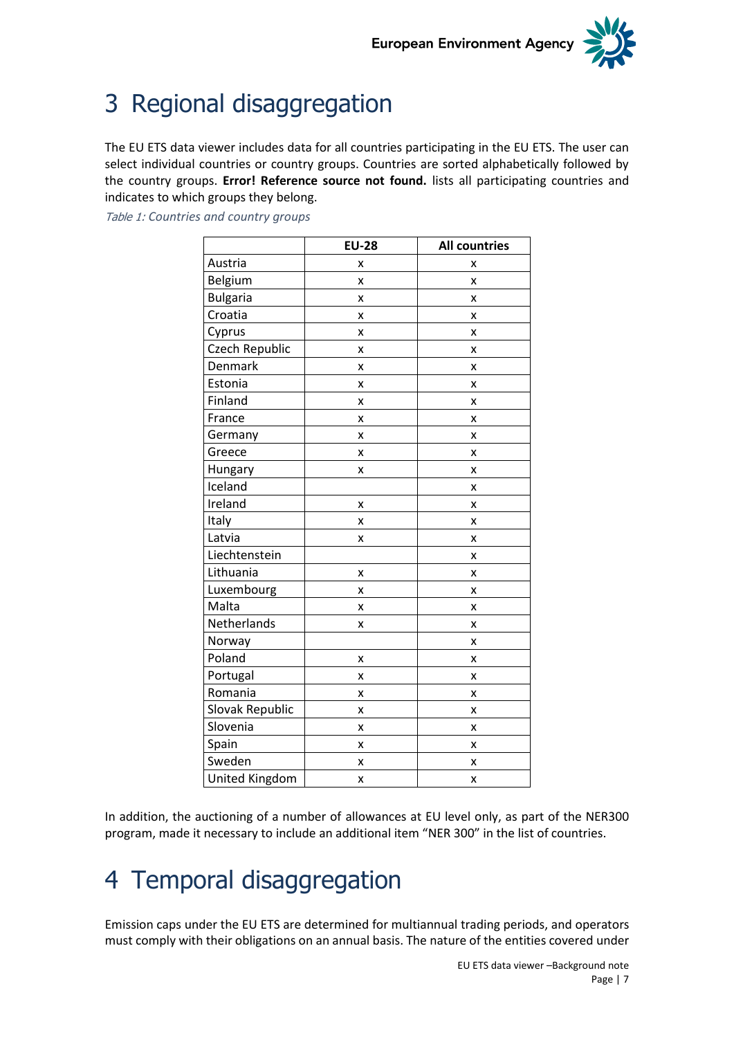# 3 Regional disaggregation

The EU ETS data viewer includes data for all countries participating in the EU ETS. The user can select individual countries or country groups. Countries are sorted alphabetically followed by the country groups. **Error! Reference source not found.** lists all participating countries and indicates to which groups they belong.

*Table 1: Countries and country groups*

| | EU-28 | All countries |
|---|---|---|
| Austria | x | x |
| Belgium | x | x |
| Bulgaria | x | x |
| Croatia | x | x |
| Cyprus | x | x |
| Czech Republic | x | x |
| Denmark | x | x |
| Estonia | x | x |
| Finland | x | x |
| France | x | x |
| Germany | x | x |
| Greece | x | x |
| Hungary | x | x |
| Iceland | | x |
| Ireland | x | x |
| Italy | x | x |
| Latvia | x | x |
| Liechtenstein | | x |
| Lithuania | x | x |
| Luxembourg | x | x |
| Malta | x | x |
| Netherlands | x | x |
| Norway | | x |
| Poland | x | x |
| Portugal | x | x |
| Romania | x | x |
| Slovak Republic | x | x |
| Slovenia | x | x |
| Spain | x | x |
| Sweden | x | x |
| United Kingdom | x | x |

In addition, the auctioning of a number of allowances at EU level only, as part of the NER300 program, made it necessary to include an additional item "NER 300" in the list of countries.

# 4 Temporal disaggregation

Emission caps under the EU ETS are determined for multiannual trading periods, and operators must comply with their obligations on an annual basis. The nature of the entities covered under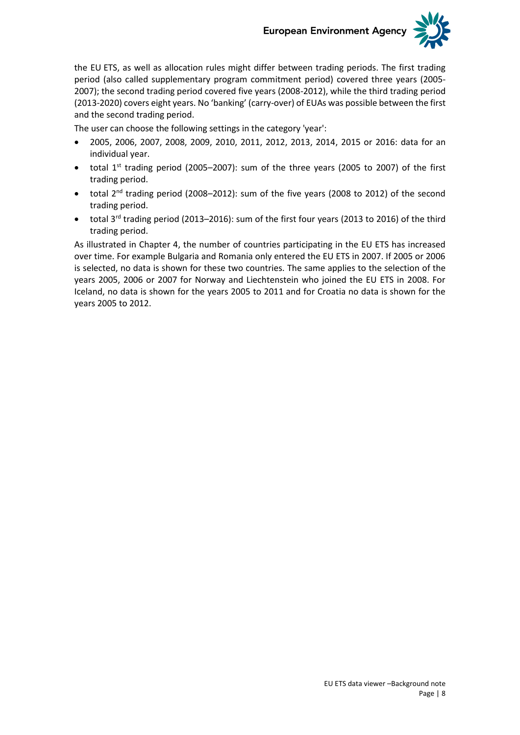the EU ETS, as well as allocation rules might differ between trading periods. The first trading period (also called supplementary program commitment period) covered three years (2005-2007); the second trading period covered five years (2008-2012), while the third trading period (2013-2020) covers eight years. No 'banking' (carry-over) of EUAs was possible between the first and the second trading period.

The user can choose the following settings in the category 'year':

- 2005, 2006, 2007, 2008, 2009, 2010, 2011, 2012, 2013, 2014, 2015 or 2016: data for an individual year.
- total 1st trading period (2005–2007): sum of the three years (2005 to 2007) of the first trading period.
- total 2nd trading period (2008–2012): sum of the five years (2008 to 2012) of the second trading period.
- total 3rd trading period (2013–2016): sum of the first four years (2013 to 2016) of the third trading period.

As illustrated in Chapter 4, the number of countries participating in the EU ETS has increased over time. For example Bulgaria and Romania only entered the EU ETS in 2007. If 2005 or 2006 is selected, no data is shown for these two countries. The same applies to the selection of the years 2005, 2006 or 2007 for Norway and Liechtenstein who joined the EU ETS in 2008. For Iceland, no data is shown for the years 2005 to 2011 and for Croatia no data is shown for the years 2005 to 2012.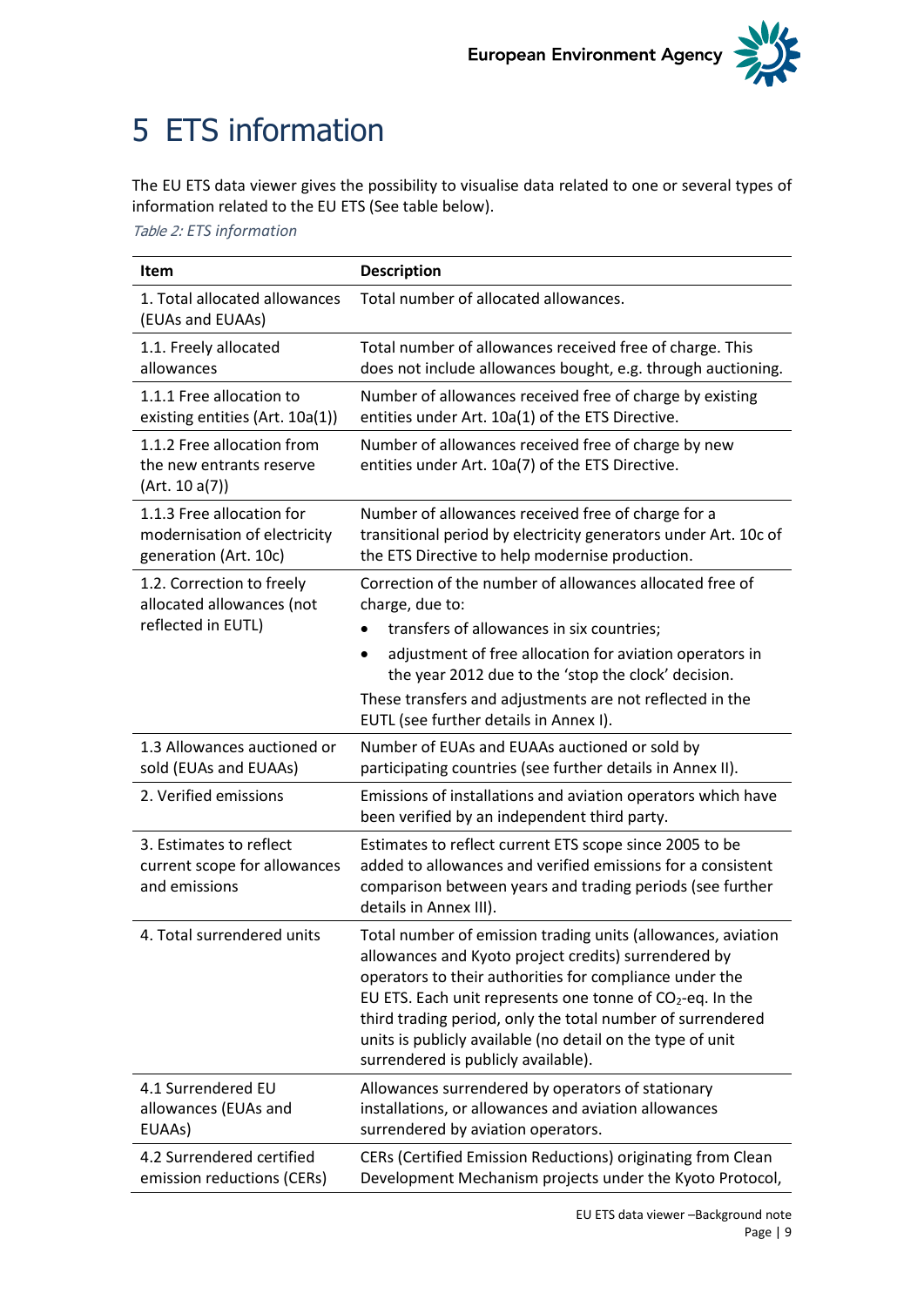# 5 ETS information

The EU ETS data viewer gives the possibility to visualise data related to one or several types of information related to the EU ETS (See table below).

*Table 2: ETS information*

| Item | Description |
|---|---|
| 1. Total allocated allowances (EUAs and EUAAs) | Total number of allocated allowances. |
| 1.1. Freely allocated allowances | Total number of allowances received free of charge. This does not include allowances bought, e.g. through auctioning. |
| 1.1.1 Free allocation to existing entities (Art. 10a(1)) | Number of allowances received free of charge by existing entities under Art. 10a(1) of the ETS Directive. |
| 1.1.2 Free allocation from the new entrants reserve (Art. 10 a(7)) | Number of allowances received free of charge by new entities under Art. 10a(7) of the ETS Directive. |
| 1.1.3 Free allocation for modernisation of electricity generation (Art. 10c) | Number of allowances received free of charge for a transitional period by electricity generators under Art. 10c of the ETS Directive to help modernise production. |
| 1.2. Correction to freely allocated allowances (not reflected in EUTL) | Correction of the number of allowances allocated free of charge, due to:<br>• transfers of allowances in six countries;<br>• adjustment of free allocation for aviation operators in the year 2012 due to the 'stop the clock' decision.<br>These transfers and adjustments are not reflected in the EUTL (see further details in Annex I). |
| 1.3 Allowances auctioned or sold (EUAs and EUAAs) | Number of EUAs and EUAAs auctioned or sold by participating countries (see further details in Annex II). |
| 2. Verified emissions | Emissions of installations and aviation operators which have been verified by an independent third party. |
| 3. Estimates to reflect current scope for allowances and emissions | Estimates to reflect current ETS scope since 2005 to be added to allowances and verified emissions for a consistent comparison between years and trading periods (see further details in Annex III). |
| 4. Total surrendered units | Total number of emission trading units (allowances, aviation allowances and Kyoto project credits) surrendered by operators to their authorities for compliance under the EU ETS. Each unit represents one tonne of $CO_2$-eq. In the third trading period, only the total number of surrendered units is publicly available (no detail on the type of unit surrendered is publicly available). |
| 4.1 Surrendered EU allowances (EUAs and EUAAs) | Allowances surrendered by operators of stationary installations, or allowances and aviation allowances surrendered by aviation operators. |
| 4.2 Surrendered certified emission reductions (CERs) | CERs (Certified Emission Reductions) originating from Clean Development Mechanism projects under the Kyoto Protocol, |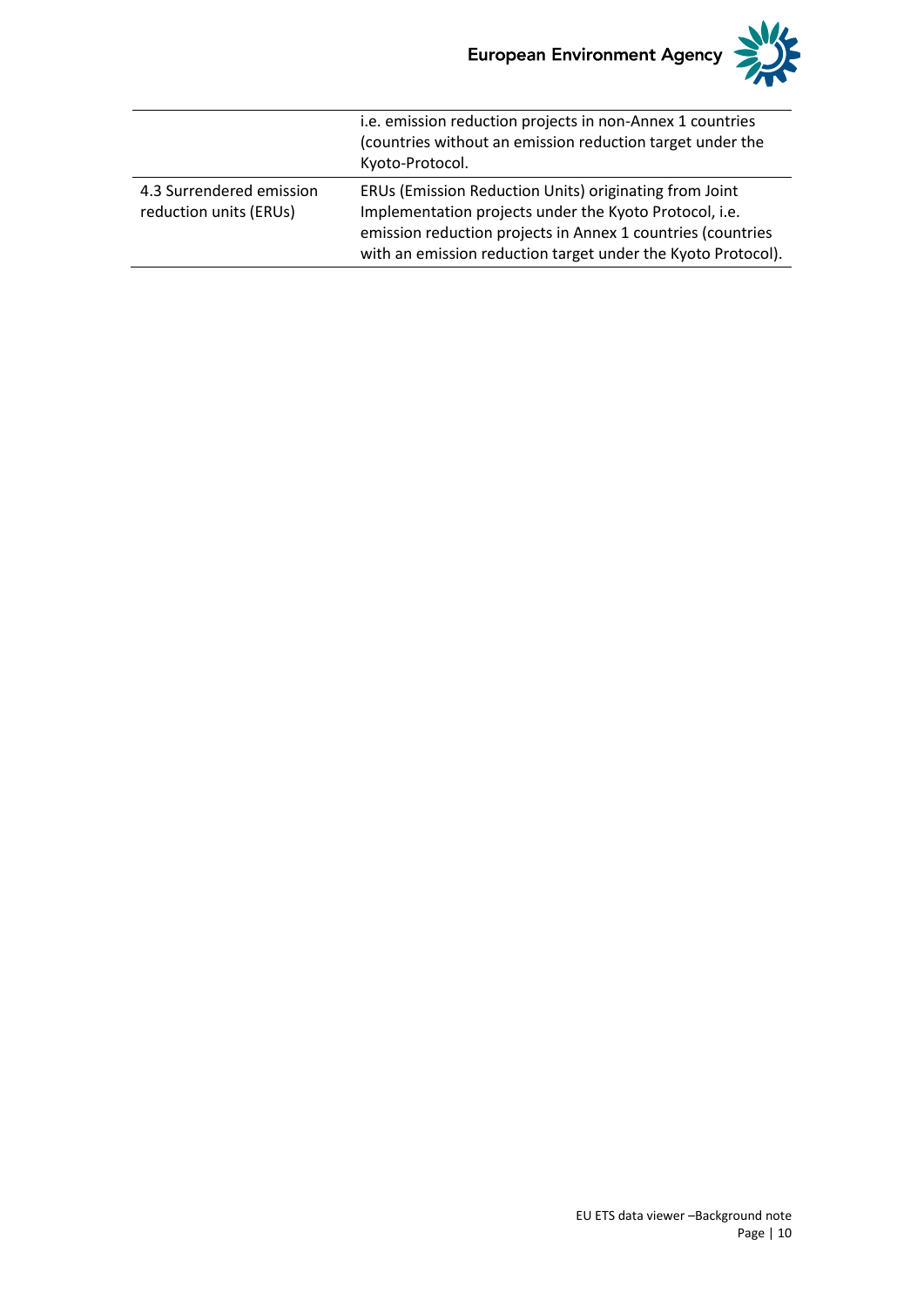| | |
|---|---|
| | i.e. emission reduction projects in non-Annex 1 countries (countries without an emission reduction target under the Kyoto-Protocol. |
| 4.3 Surrendered emission reduction units (ERUs) | ERUs (Emission Reduction Units) originating from Joint Implementation projects under the Kyoto Protocol, i.e. emission reduction projects in Annex 1 countries (countries with an emission reduction target under the Kyoto Protocol). |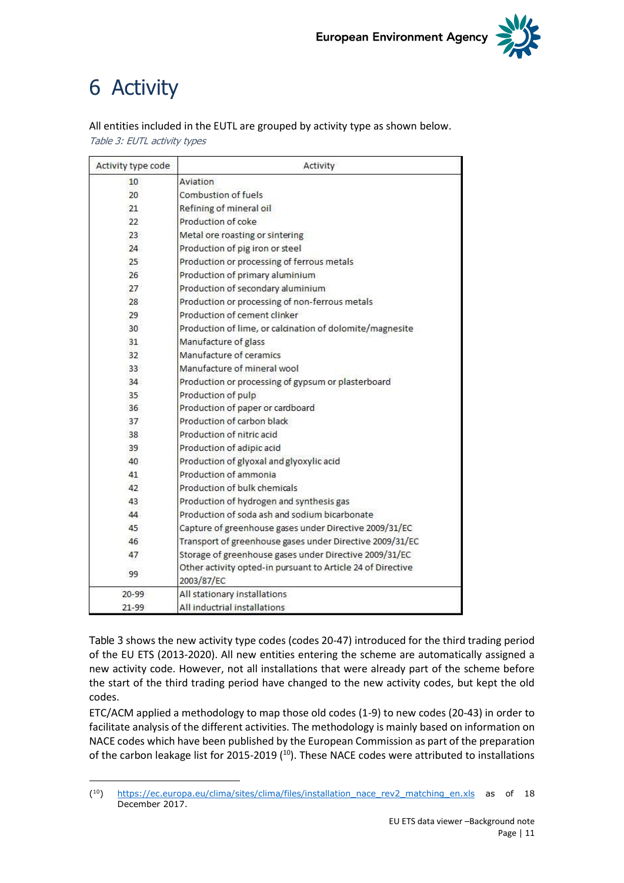# 6 Activity

All entities included in the EUTL are grouped by activity type as shown below.

*Table 3: EUTL activity types*

| Activity type code | Activity |
|---|---|
| 10 | Aviation |
| 20 | Combustion of fuels |
| 21 | Refining of mineral oil |
| 22 | Production of coke |
| 23 | Metal ore roasting or sintering |
| 24 | Production of pig iron or steel |
| 25 | Production or processing of ferrous metals |
| 26 | Production of primary aluminium |
| 27 | Production of secondary aluminium |
| 28 | Production or processing of non-ferrous metals |
| 29 | Production of cement clinker |
| 30 | Production of lime, or calcination of dolomite/magnesite |
| 31 | Manufacture of glass |
| 32 | Manufacture of ceramics |
| 33 | Manufacture of mineral wool |
| 34 | Production or processing of gypsum or plasterboard |
| 35 | Production of pulp |
| 36 | Production of paper or cardboard |
| 37 | Production of carbon black |
| 38 | Production of nitric acid |
| 39 | Production of adipic acid |
| 40 | Production of glyoxal and glyoxylic acid |
| 41 | Production of ammonia |
| 42 | Production of bulk chemicals |
| 43 | Production of hydrogen and synthesis gas |
| 44 | Production of soda ash and sodium bicarbonate |
| 45 | Capture of greenhouse gases under Directive 2009/31/EC |
| 46 | Transport of greenhouse gases under Directive 2009/31/EC |
| 47 | Storage of greenhouse gases under Directive 2009/31/EC |
| 99 | Other activity opted-in pursuant to Article 24 of Directive 2003/87/EC |
| 20-99 | All stationary installations |
| 21-99 | All inductrial installations |

Table 3 shows the new activity type codes (codes 20-47) introduced for the third trading period of the EU ETS (2013-2020). All new entities entering the scheme are automatically assigned a new activity code. However, not all installations that were already part of the scheme before the start of the third trading period have changed to the new activity codes, but kept the old codes.

ETC/ACM applied a methodology to map those old codes (1-9) to new codes (20-43) in order to facilitate analysis of the different activities. The methodology is mainly based on information on NACE codes which have been published by the European Commission as part of the preparation of the carbon leakage list for 2015-2019 [10]. These NACE codes were attributed to installations

[10] https://ec.europa.eu/clima/sites/clima/files/installation_nace_rev2_matching_en.xls as of 18 December 2017.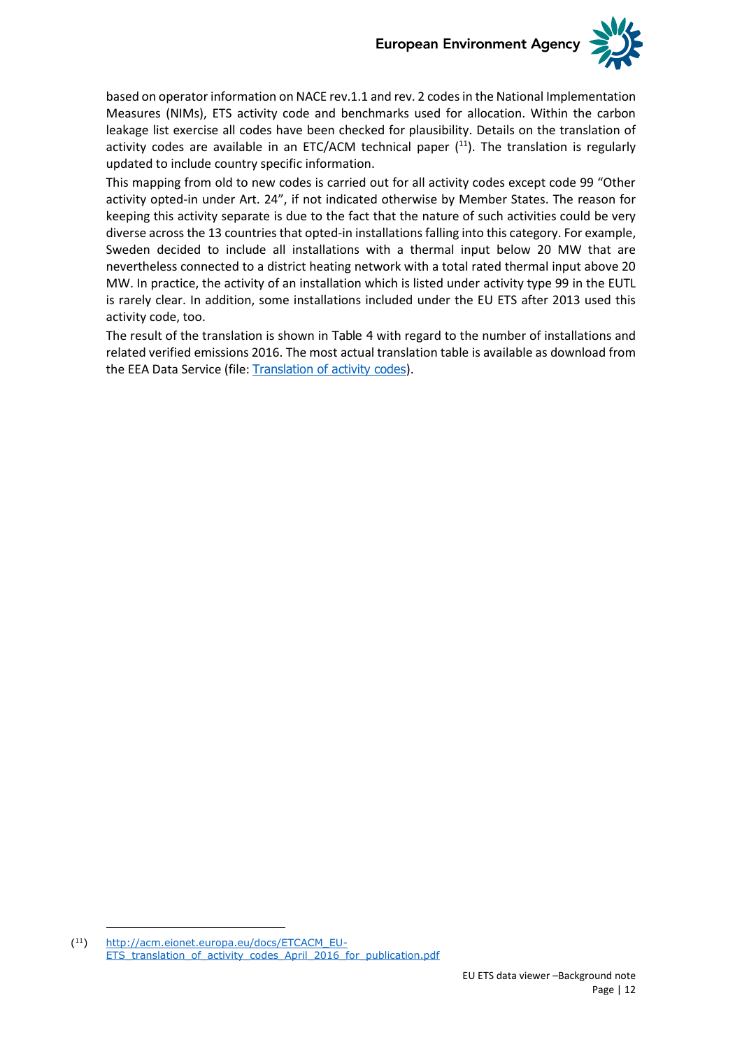based on operator information on NACE rev.1.1 and rev. 2 codes in the National Implementation Measures (NIMs), ETS activity code and benchmarks used for allocation. Within the carbon leakage list exercise all codes have been checked for plausibility. Details on the translation of activity codes are available in an ETC/ACM technical paper ([11]). The translation is regularly updated to include country specific information.

This mapping from old to new codes is carried out for all activity codes except code 99 "Other activity opted-in under Art. 24", if not indicated otherwise by Member States. The reason for keeping this activity separate is due to the fact that the nature of such activities could be very diverse across the 13 countries that opted-in installations falling into this category. For example, Sweden decided to include all installations with a thermal input below 20 MW that are nevertheless connected to a district heating network with a total rated thermal input above 20 MW. In practice, the activity of an installation which is listed under activity type 99 in the EUTL is rarely clear. In addition, some installations included under the EU ETS after 2013 used this activity code, too.

The result of the translation is shown in Table 4 with regard to the number of installations and related verified emissions 2016. The most actual translation table is available as download from the EEA Data Service (file: [Translation of activity codes]).

---

([11]) http://acm.eionet.europa.eu/docs/ETCACM_EU-ETS_translation_of_activity_codes_April_2016_for_publication.pdf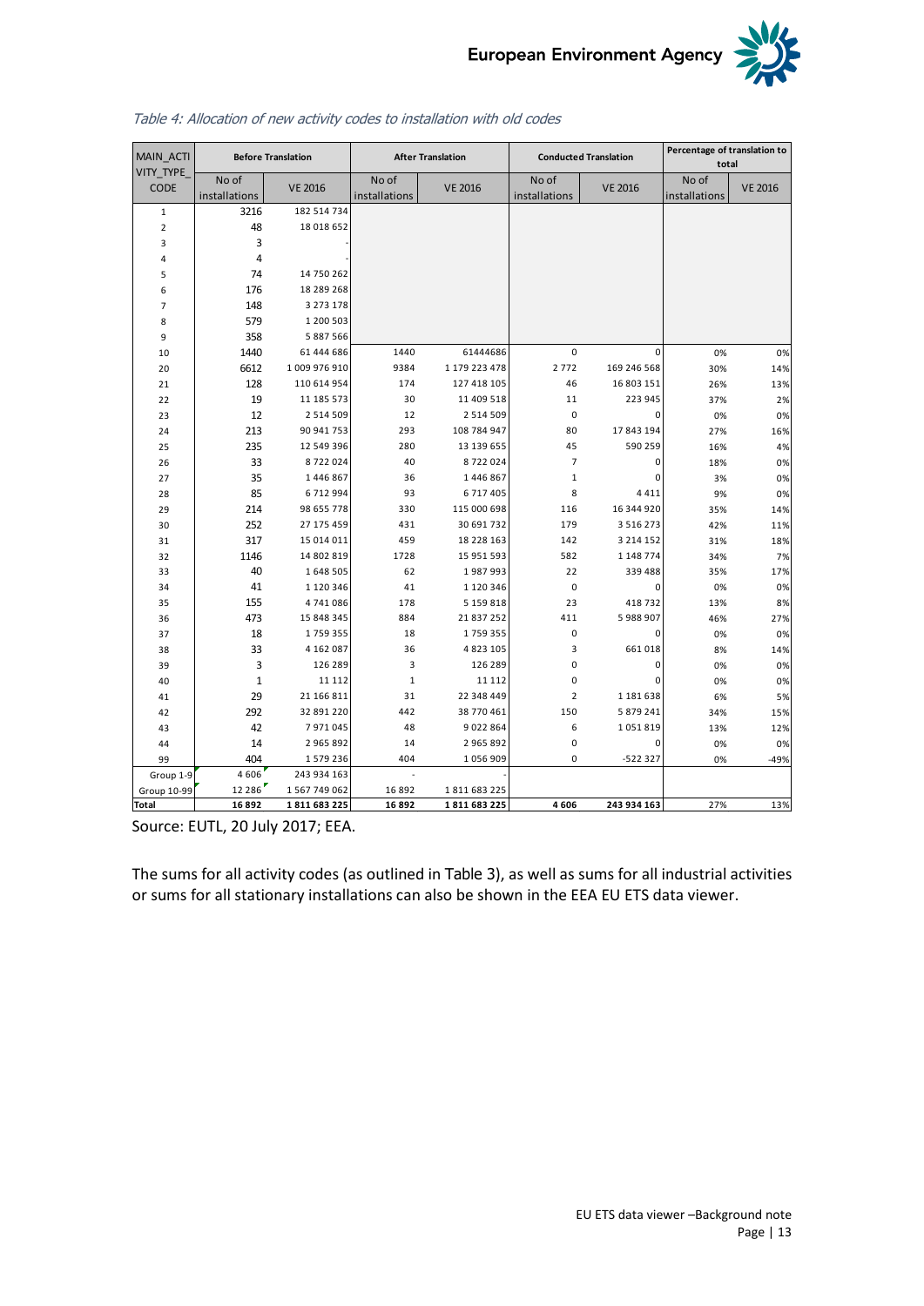*Table 4: Allocation of new activity codes to installation with old codes*

| MAIN_ACTIVITY_TYPE_CODE | Before Translation | | After Translation | | Conducted Translation | | Percentage of translation to total | |
|---|---|---|---|---|---|---|---|---|
| | No of installations | VE 2016 | No of installations | VE 2016 | No of installations | VE 2016 | No of installations | VE 2016 |
| 1 | 3216 | 182 514 734 | | | | | | |
| 2 | 48 | 18 018 652 | | | | | | |
| 3 | 3 | - | | | | | | |
| 4 | 4 | - | | | | | | |
| 5 | 74 | 14 750 262 | | | | | | |
| 6 | 176 | 18 289 268 | | | | | | |
| 7 | 148 | 3 273 178 | | | | | | |
| 8 | 579 | 1 200 503 | | | | | | |
| 9 | 358 | 5 887 566 | | | | | | |
| 10 | 1440 | 61 444 686 | 1440 | 61444686 | 0 | 0 | 0% | 0% |
| 20 | 6612 | 1 009 976 910 | 9384 | 1 179 223 478 | 2 772 | 169 246 568 | 30% | 14% |
| 21 | 128 | 110 614 954 | 174 | 127 418 105 | 46 | 16 803 151 | 26% | 13% |
| 22 | 19 | 11 185 573 | 30 | 11 409 518 | 11 | 223 945 | 37% | 2% |
| 23 | 12 | 2 514 509 | 12 | 2 514 509 | 0 | 0 | 0% | 0% |
| 24 | 213 | 90 941 753 | 293 | 108 784 947 | 80 | 17 843 194 | 27% | 16% |
| 25 | 235 | 12 549 396 | 280 | 13 139 655 | 45 | 590 259 | 16% | 4% |
| 26 | 33 | 8 722 024 | 40 | 8 722 024 | 7 | 0 | 18% | 0% |
| 27 | 35 | 1 446 867 | 36 | 1 446 867 | 1 | 0 | 3% | 0% |
| 28 | 85 | 6 712 994 | 93 | 6 717 405 | 8 | 4 411 | 9% | 0% |
| 29 | 214 | 98 655 778 | 330 | 115 000 698 | 116 | 16 344 920 | 35% | 14% |
| 30 | 252 | 27 175 459 | 431 | 30 691 732 | 179 | 3 516 273 | 42% | 11% |
| 31 | 317 | 15 014 011 | 459 | 18 228 163 | 142 | 3 214 152 | 31% | 18% |
| 32 | 1146 | 14 802 819 | 1728 | 15 951 593 | 582 | 1 148 774 | 34% | 7% |
| 33 | 40 | 1 648 505 | 62 | 1 987 993 | 22 | 339 488 | 35% | 17% |
| 34 | 41 | 1 120 346 | 41 | 1 120 346 | 0 | 0 | 0% | 0% |
| 35 | 155 | 4 741 086 | 178 | 5 159 818 | 23 | 418 732 | 13% | 8% |
| 36 | 473 | 15 848 345 | 884 | 21 837 252 | 411 | 5 988 907 | 46% | 27% |
| 37 | 18 | 1 759 355 | 18 | 1 759 355 | 0 | 0 | 0% | 0% |
| 38 | 33 | 4 162 087 | 36 | 4 823 105 | 3 | 661 018 | 8% | 14% |
| 39 | 3 | 126 289 | 3 | 126 289 | 0 | 0 | 0% | 0% |
| 40 | 1 | 11 112 | 1 | 11 112 | 0 | 0 | 0% | 0% |
| 41 | 29 | 21 166 811 | 31 | 22 348 449 | 2 | 1 181 638 | 6% | 5% |
| 42 | 292 | 32 891 220 | 442 | 38 770 461 | 150 | 5 879 241 | 34% | 15% |
| 43 | 42 | 7 971 045 | 48 | 9 022 864 | 6 | 1 051 819 | 13% | 12% |
| 44 | 14 | 2 965 892 | 14 | 2 965 892 | 0 | 0 | 0% | 0% |
| 99 | 404 | 1 579 236 | 404 | 1 056 909 | 0 | -522 327 | 0% | -49% |
| Group 1-9 | 4 606 | 243 934 163 | - | - | | | | |
| Group 10-99 | 12 286 | 1 567 749 062 | 16 892 | 1 811 683 225 | | | | |
| **Total** | **16 892** | **1 811 683 225** | **16 892** | **1 811 683 225** | **4 606** | **243 934 163** | 27% | 13% |

Source: EUTL, 20 July 2017; EEA.

The sums for all activity codes (as outlined in Table 3), as well as sums for all industrial activities or sums for all stationary installations can also be shown in the EEA EU ETS data viewer.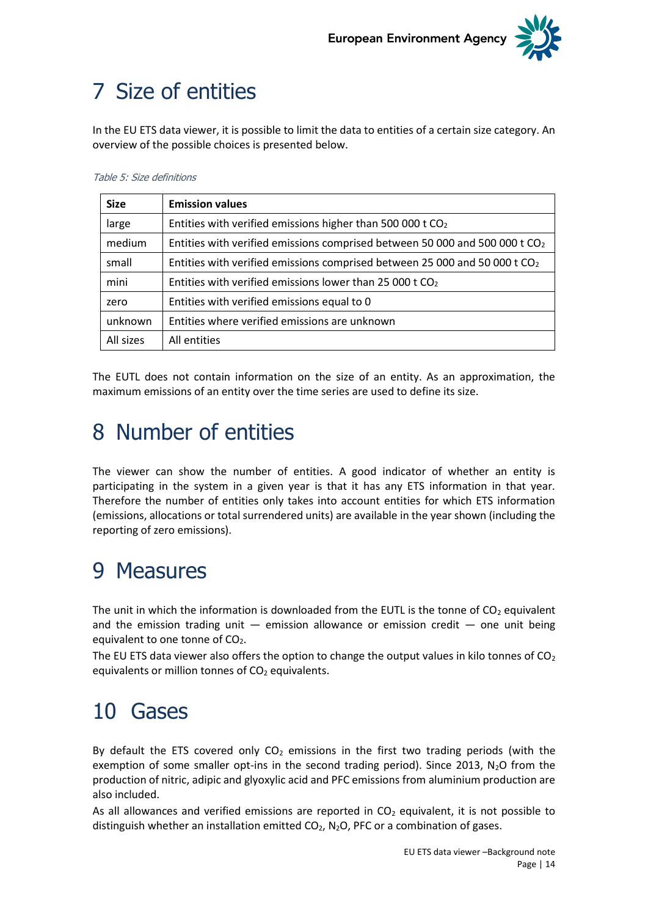# 7 Size of entities

In the EU ETS data viewer, it is possible to limit the data to entities of a certain size category. An overview of the possible choices is presented below.

*Table 5: Size definitions*

| Size | Emission values |
|---|---|
| large | Entities with verified emissions higher than 500 000 t $CO_2$ |
| medium | Entities with verified emissions comprised between 50 000 and 500 000 t $CO_2$ |
| small | Entities with verified emissions comprised between 25 000 and 50 000 t $CO_2$ |
| mini | Entities with verified emissions lower than 25 000 t $CO_2$ |
| zero | Entities with verified emissions equal to 0 |
| unknown | Entities where verified emissions are unknown |
| All sizes | All entities |

The EUTL does not contain information on the size of an entity. As an approximation, the maximum emissions of an entity over the time series are used to define its size.

# 8 Number of entities

The viewer can show the number of entities. A good indicator of whether an entity is participating in the system in a given year is that it has any ETS information in that year. Therefore the number of entities only takes into account entities for which ETS information (emissions, allocations or total surrendered units) are available in the year shown (including the reporting of zero emissions).

# 9 Measures

The unit in which the information is downloaded from the EUTL is the tonne of $CO_2$ equivalent and the emission trading unit — emission allowance or emission credit — one unit being equivalent to one tonne of $CO_2$.

The EU ETS data viewer also offers the option to change the output values in kilo tonnes of $CO_2$ equivalents or million tonnes of $CO_2$ equivalents.

# 10 Gases

By default the ETS covered only $CO_2$ emissions in the first two trading periods (with the exemption of some smaller opt-ins in the second trading period). Since 2013, $N_2O$ from the production of nitric, adipic and glyoxylic acid and PFC emissions from aluminium production are also included.

As all allowances and verified emissions are reported in $CO_2$ equivalent, it is not possible to distinguish whether an installation emitted $CO_2$, $N_2O$, PFC or a combination of gases.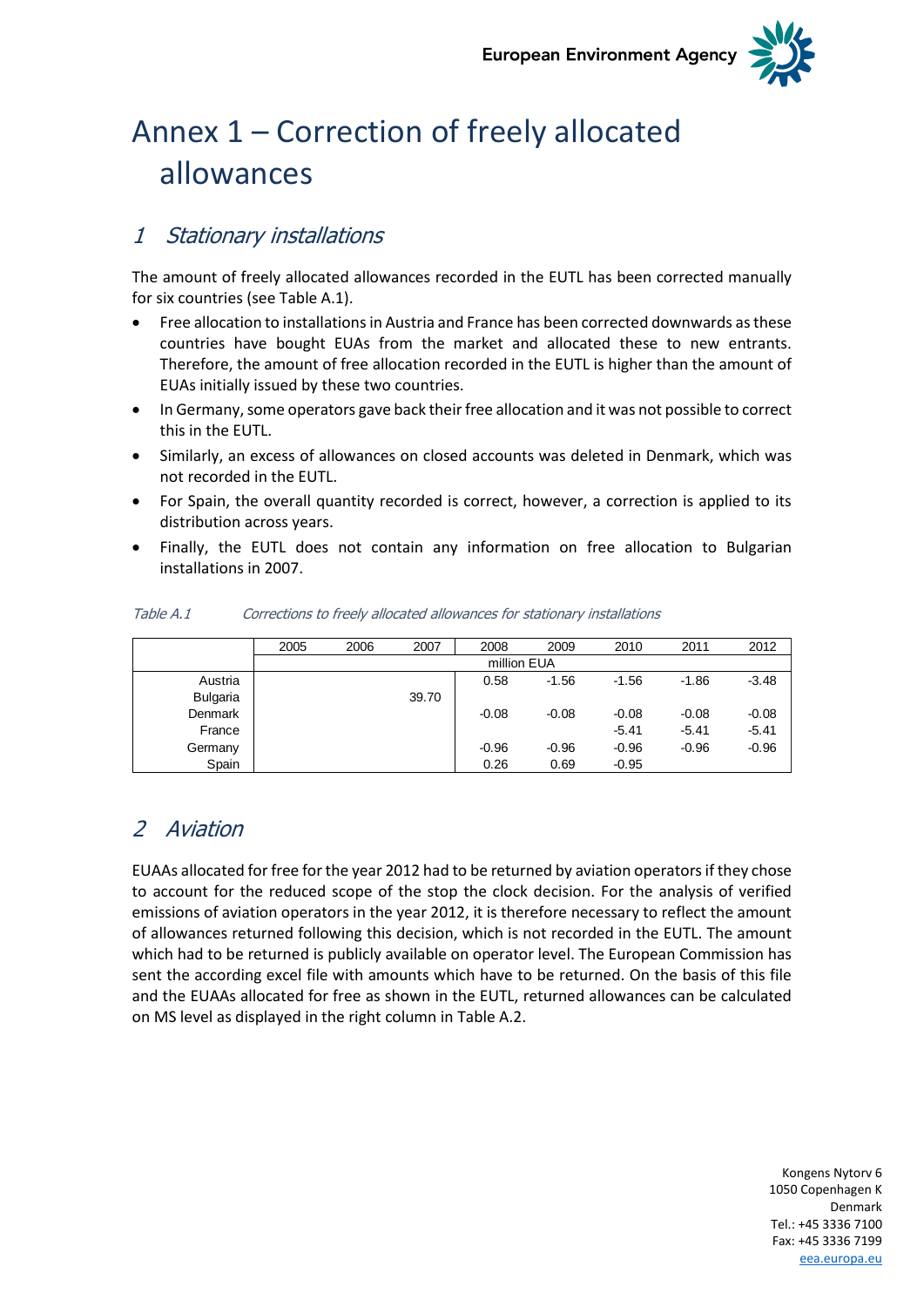# Annex 1 – Correction of freely allocated allowances

## 1 Stationary installations

The amount of freely allocated allowances recorded in the EUTL has been corrected manually for six countries (see Table A.1).

- Free allocation to installations in Austria and France has been corrected downwards as these countries have bought EUAs from the market and allocated these to new entrants. Therefore, the amount of free allocation recorded in the EUTL is higher than the amount of EUAs initially issued by these two countries.
- In Germany, some operators gave back their free allocation and it was not possible to correct this in the EUTL.
- Similarly, an excess of allowances on closed accounts was deleted in Denmark, which was not recorded in the EUTL.
- For Spain, the overall quantity recorded is correct, however, a correction is applied to its distribution across years.
- Finally, the EUTL does not contain any information on free allocation to Bulgarian installations in 2007.

*Table A.1 Corrections to freely allocated allowances for stationary installations*

| | 2005 | 2006 | 2007 | 2008 | 2009 | 2010 | 2011 | 2012 |
|---|---|---|---|---|---|---|---|---|
| | million EUA | | | | | | | |
| Austria | | | | 0.58 | -1.56 | -1.56 | -1.86 | -3.48 |
| Bulgaria | | | 39.70 | | | | | |
| Denmark | | | | -0.08 | -0.08 | -0.08 | -0.08 | -0.08 |
| France | | | | | | -5.41 | -5.41 | -5.41 |
| Germany | | | | -0.96 | -0.96 | -0.96 | -0.96 | -0.96 |
| Spain | | | | 0.26 | 0.69 | -0.95 | | |

## 2 Aviation

EUAAs allocated for free for the year 2012 had to be returned by aviation operators if they chose to account for the reduced scope of the stop the clock decision. For the analysis of verified emissions of aviation operators in the year 2012, it is therefore necessary to reflect the amount of allowances returned following this decision, which is not recorded in the EUTL. The amount which had to be returned is publicly available on operator level. The European Commission has sent the according excel file with amounts which have to be returned. On the basis of this file and the EUAAs allocated for free as shown in the EUTL, returned allowances can be calculated on MS level as displayed in the right column in Table A.2.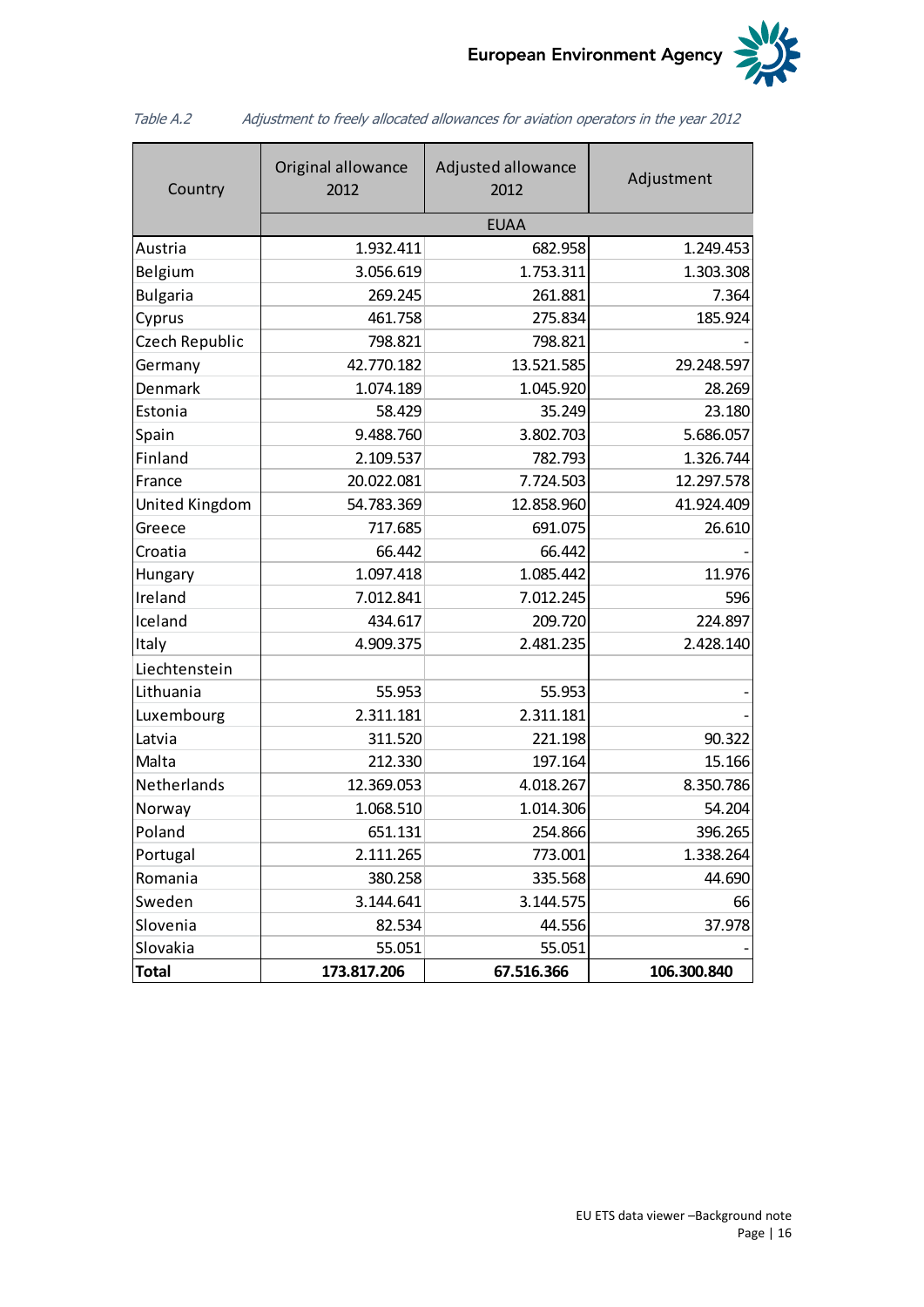*Table A.2 Adjustment to freely allocated allowances for aviation operators in the year 2012*

| Country | Original allowance 2012 | Adjusted allowance 2012 | Adjustment |
|---|---|---|---|
| | EUAA | | |
| Austria | 1.932.411 | 682.958 | 1.249.453 |
| Belgium | 3.056.619 | 1.753.311 | 1.303.308 |
| Bulgaria | 269.245 | 261.881 | 7.364 |
| Cyprus | 461.758 | 275.834 | 185.924 |
| Czech Republic | 798.821 | 798.821 | - |
| Germany | 42.770.182 | 13.521.585 | 29.248.597 |
| Denmark | 1.074.189 | 1.045.920 | 28.269 |
| Estonia | 58.429 | 35.249 | 23.180 |
| Spain | 9.488.760 | 3.802.703 | 5.686.057 |
| Finland | 2.109.537 | 782.793 | 1.326.744 |
| France | 20.022.081 | 7.724.503 | 12.297.578 |
| United Kingdom | 54.783.369 | 12.858.960 | 41.924.409 |
| Greece | 717.685 | 691.075 | 26.610 |
| Croatia | 66.442 | 66.442 | - |
| Hungary | 1.097.418 | 1.085.442 | 11.976 |
| Ireland | 7.012.841 | 7.012.245 | 596 |
| Iceland | 434.617 | 209.720 | 224.897 |
| Italy | 4.909.375 | 2.481.235 | 2.428.140 |
| Liechtenstein | | | |
| Lithuania | 55.953 | 55.953 | - |
| Luxembourg | 2.311.181 | 2.311.181 | - |
| Latvia | 311.520 | 221.198 | 90.322 |
| Malta | 212.330 | 197.164 | 15.166 |
| Netherlands | 12.369.053 | 4.018.267 | 8.350.786 |
| Norway | 1.068.510 | 1.014.306 | 54.204 |
| Poland | 651.131 | 254.866 | 396.265 |
| Portugal | 2.111.265 | 773.001 | 1.338.264 |
| Romania | 380.258 | 335.568 | 44.690 |
| Sweden | 3.144.641 | 3.144.575 | 66 |
| Slovenia | 82.534 | 44.556 | 37.978 |
| Slovakia | 55.051 | 55.051 | - |
| **Total** | **173.817.206** | **67.516.366** | **106.300.840** |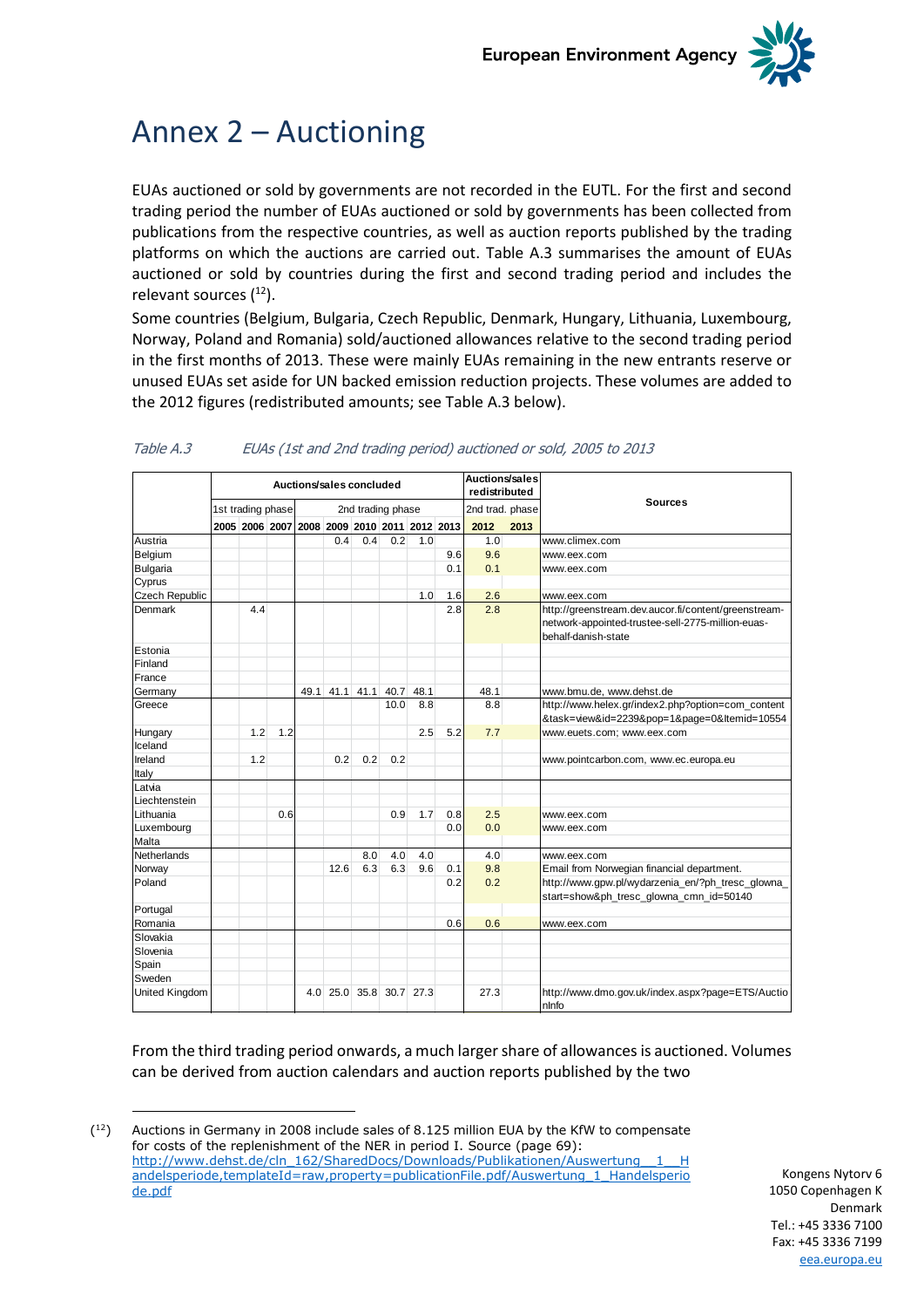# Annex 2 – Auctioning

EUAs auctioned or sold by governments are not recorded in the EUTL. For the first and second trading period the number of EUAs auctioned or sold by governments has been collected from publications from the respective countries, as well as auction reports published by the trading platforms on which the auctions are carried out. Table A.3 summarises the amount of EUAs auctioned or sold by countries during the first and second trading period and includes the relevant sources ([12]).

Some countries (Belgium, Bulgaria, Czech Republic, Denmark, Hungary, Lithuania, Luxembourg, Norway, Poland and Romania) sold/auctioned allowances relative to the second trading period in the first months of 2013. These were mainly EUAs remaining in the new entrants reserve or unused EUAs set aside for UN backed emission reduction projects. These volumes are added to the 2012 figures (redistributed amounts; see Table A.3 below).

*Table A.3 EUAs (1st and 2nd trading period) auctioned or sold, 2005 to 2013*

| | Auctions/sales concluded | | | | | | | | | Auctions/sales redistributed | | Sources |
|---|---|---|---|---|---|---|---|---|---|---|---|---|
| | 1st trading phase | | | 2nd trading phase | | | | | | 2nd trad. phase | | |
| | 2005 | 2006 | 2007 | 2008 | 2009 | 2010 | 2011 | 2012 | 2013 | 2012 | 2013 | |
| Austria | | | | | 0.4 | 0.4 | 0.2 | 1.0 | | 1.0 | | www.climex.com |
| Belgium | | | | | | | | | 9.6 | 9.6 | | www.eex.com |
| Bulgaria | | | | | | | | | 0.1 | 0.1 | | www.eex.com |
| Cyprus | | | | | | | | | | | | |
| Czech Republic | | | | | | | | 1.0 | 1.6 | 2.6 | | www.eex.com |
| Denmark | | 4.4 | | | | | | | 2.8 | 2.8 | | http://greenstream.dev.aucor.fi/content/greenstream-network-appointed-trustee-sell-2775-million-euas-behalf-danish-state |
| Estonia | | | | | | | | | | | | |
| Finland | | | | | | | | | | | | |
| France | | | | | | | | | | | | |
| Germany | | | | 49.1 | 41.1 | 41.1 | 40.7 | 48.1 | | 48.1 | | www.bmu.de, www.dehst.de |
| Greece | | | | | | | 10.0 | 8.8 | | 8.8 | | http://www.helex.gr/index2.php?option=com_content&task=view&id=2239&pop=1&page=0&Itemid=10554 |
| Hungary | | 1.2 | 1.2 | | | | | 2.5 | 5.2 | 7.7 | | www.euets.com; www.eex.com |
| Iceland | | | | | | | | | | | | |
| Ireland | | 1.2 | | | 0.2 | 0.2 | 0.2 | | | | | www.pointcarbon.com, www.ec.europa.eu |
| Italy | | | | | | | | | | | | |
| Latvia | | | | | | | | | | | | |
| Liechtenstein | | | | | | | | | | | | |
| Lithuania | | | 0.6 | | | | 0.9 | 1.7 | 0.8 | 2.5 | | www.eex.com |
| Luxembourg | | | | | | | | | 0.0 | 0.0 | | www.eex.com |
| Malta | | | | | | | | | | | | |
| Netherlands | | | | | | 8.0 | 4.0 | 4.0 | | 4.0 | | www.eex.com |
| Norway | | | | | 12.6 | 6.3 | 6.3 | 9.6 | 0.1 | 9.8 | | Email from Norwegian financial department. |
| Poland | | | | | | | | | 0.2 | 0.2 | | http://www.gpw.pl/wydarzenia_en/?ph_tresc_glowna_start=show&ph_tresc_glowna_cmn_id=50140 |
| Portugal | | | | | | | | | | | | |
| Romania | | | | | | | | | 0.6 | 0.6 | | www.eex.com |
| Slovakia | | | | | | | | | | | | |
| Slovenia | | | | | | | | | | | | |
| Spain | | | | | | | | | | | | |
| Sweden | | | | | | | | | | | | |
| United Kingdom | | | | 4.0 | 25.0 | 35.8 | 30.7 | 27.3 | | 27.3 | | http://www.dmo.gov.uk/index.aspx?page=ETS/AuctionInfo |

From the third trading period onwards, a much larger share of allowances is auctioned. Volumes can be derived from auction calendars and auction reports published by the two

([12]) Auctions in Germany in 2008 include sales of 8.125 million EUA by the KfW to compensate for costs of the replenishment of the NER in period I. Source (page 69): http://www.dehst.de/cln_162/SharedDocs/Downloads/Publikationen/Auswertung__1__Handelsperiode,templateId=raw,property=publicationFile.pdf/Auswertung_1_Handelsperiode.pdf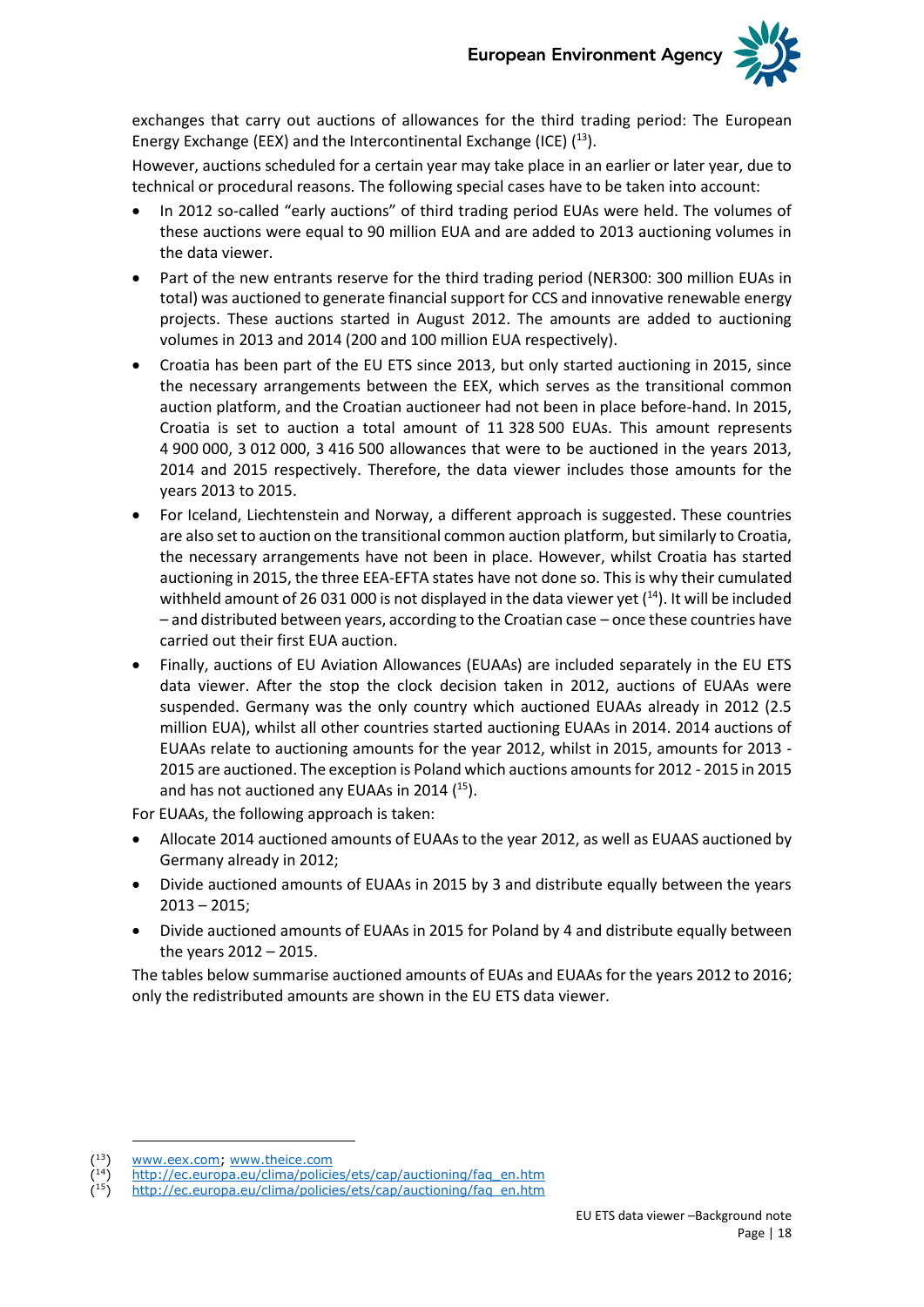exchanges that carry out auctions of allowances for the third trading period: The European Energy Exchange (EEX) and the Intercontinental Exchange (ICE) ([13]).

However, auctions scheduled for a certain year may take place in an earlier or later year, due to technical or procedural reasons. The following special cases have to be taken into account:

- In 2012 so-called "early auctions" of third trading period EUAs were held. The volumes of these auctions were equal to 90 million EUA and are added to 2013 auctioning volumes in the data viewer.
- Part of the new entrants reserve for the third trading period (NER300: 300 million EUAs in total) was auctioned to generate financial support for CCS and innovative renewable energy projects. These auctions started in August 2012. The amounts are added to auctioning volumes in 2013 and 2014 (200 and 100 million EUA respectively).
- Croatia has been part of the EU ETS since 2013, but only started auctioning in 2015, since the necessary arrangements between the EEX, which serves as the transitional common auction platform, and the Croatian auctioneer had not been in place before-hand. In 2015, Croatia is set to auction a total amount of 11 328 500 EUAs. This amount represents 4 900 000, 3 012 000, 3 416 500 allowances that were to be auctioned in the years 2013, 2014 and 2015 respectively. Therefore, the data viewer includes those amounts for the years 2013 to 2015.
- For Iceland, Liechtenstein and Norway, a different approach is suggested. These countries are also set to auction on the transitional common auction platform, but similarly to Croatia, the necessary arrangements have not been in place. However, whilst Croatia has started auctioning in 2015, the three EEA-EFTA states have not done so. This is why their cumulated withheld amount of 26 031 000 is not displayed in the data viewer yet ([14]). It will be included – and distributed between years, according to the Croatian case – once these countries have carried out their first EUA auction.
- Finally, auctions of EU Aviation Allowances (EUAAs) are included separately in the EU ETS data viewer. After the stop the clock decision taken in 2012, auctions of EUAAs were suspended. Germany was the only country which auctioned EUAAs already in 2012 (2.5 million EUA), whilst all other countries started auctioning EUAAs in 2014. 2014 auctions of EUAAs relate to auctioning amounts for the year 2012, whilst in 2015, amounts for 2013 - 2015 are auctioned. The exception is Poland which auctions amounts for 2012 - 2015 in 2015 and has not auctioned any EUAAs in 2014 ([15]).

For EUAAs, the following approach is taken:

- Allocate 2014 auctioned amounts of EUAAs to the year 2012, as well as EUAAS auctioned by Germany already in 2012;
- Divide auctioned amounts of EUAAs in 2015 by 3 and distribute equally between the years 2013 – 2015;
- Divide auctioned amounts of EUAAs in 2015 for Poland by 4 and distribute equally between the years 2012 – 2015.

The tables below summarise auctioned amounts of EUAs and EUAAs for the years 2012 to 2016; only the redistributed amounts are shown in the EU ETS data viewer.

---

([13]) www.eex.com; www.theice.com

([14]) http://ec.europa.eu/clima/policies/ets/cap/auctioning/faq_en.htm

([15]) http://ec.europa.eu/clima/policies/ets/cap/auctioning/faq_en.htm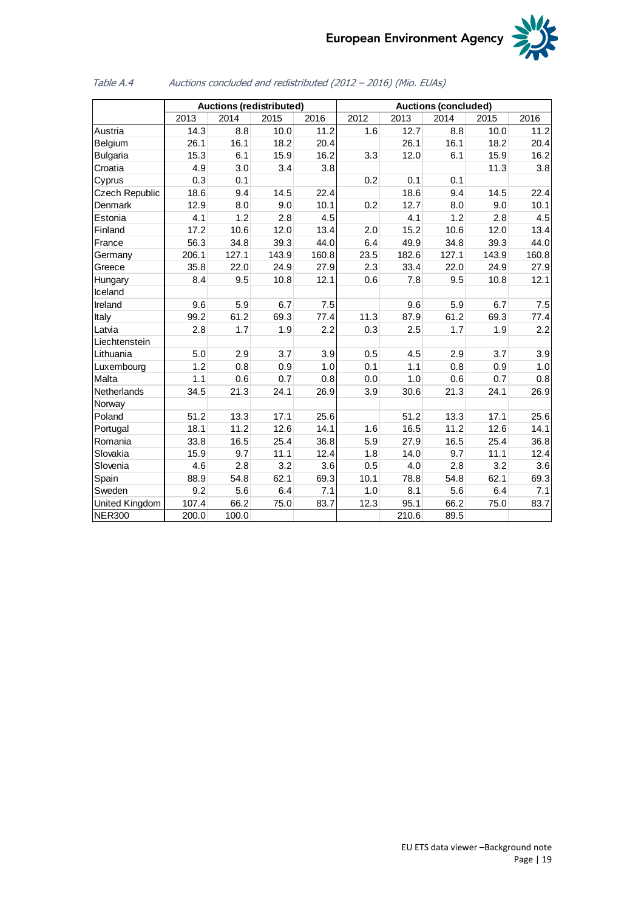*Table A.4 Auctions concluded and redistributed (2012 – 2016) (Mio. EUAs)*

| | Auctions (redistributed) | | | | Auctions (concluded) | | | | |
|---|---|---|---|---|---|---|---|---|---|
| | 2013 | 2014 | 2015 | 2016 | 2012 | 2013 | 2014 | 2015 | 2016 |
| Austria | 14.3 | 8.8 | 10.0 | 11.2 | 1.6 | 12.7 | 8.8 | 10.0 | 11.2 |
| Belgium | 26.1 | 16.1 | 18.2 | 20.4 | | 26.1 | 16.1 | 18.2 | 20.4 |
| Bulgaria | 15.3 | 6.1 | 15.9 | 16.2 | 3.3 | 12.0 | 6.1 | 15.9 | 16.2 |
| Croatia | 4.9 | 3.0 | 3.4 | 3.8 | | | | 11.3 | 3.8 |
| Cyprus | 0.3 | 0.1 | | | 0.2 | 0.1 | 0.1 | | |
| Czech Republic | 18.6 | 9.4 | 14.5 | 22.4 | | 18.6 | 9.4 | 14.5 | 22.4 |
| Denmark | 12.9 | 8.0 | 9.0 | 10.1 | 0.2 | 12.7 | 8.0 | 9.0 | 10.1 |
| Estonia | 4.1 | 1.2 | 2.8 | 4.5 | | 4.1 | 1.2 | 2.8 | 4.5 |
| Finland | 17.2 | 10.6 | 12.0 | 13.4 | 2.0 | 15.2 | 10.6 | 12.0 | 13.4 |
| France | 56.3 | 34.8 | 39.3 | 44.0 | 6.4 | 49.9 | 34.8 | 39.3 | 44.0 |
| Germany | 206.1 | 127.1 | 143.9 | 160.8 | 23.5 | 182.6 | 127.1 | 143.9 | 160.8 |
| Greece | 35.8 | 22.0 | 24.9 | 27.9 | 2.3 | 33.4 | 22.0 | 24.9 | 27.9 |
| Hungary | 8.4 | 9.5 | 10.8 | 12.1 | 0.6 | 7.8 | 9.5 | 10.8 | 12.1 |
| Iceland | | | | | | | | | |
| Ireland | 9.6 | 5.9 | 6.7 | 7.5 | | 9.6 | 5.9 | 6.7 | 7.5 |
| Italy | 99.2 | 61.2 | 69.3 | 77.4 | 11.3 | 87.9 | 61.2 | 69.3 | 77.4 |
| Latvia | 2.8 | 1.7 | 1.9 | 2.2 | 0.3 | 2.5 | 1.7 | 1.9 | 2.2 |
| Liechtenstein | | | | | | | | | |
| Lithuania | 5.0 | 2.9 | 3.7 | 3.9 | 0.5 | 4.5 | 2.9 | 3.7 | 3.9 |
| Luxembourg | 1.2 | 0.8 | 0.9 | 1.0 | 0.1 | 1.1 | 0.8 | 0.9 | 1.0 |
| Malta | 1.1 | 0.6 | 0.7 | 0.8 | 0.0 | 1.0 | 0.6 | 0.7 | 0.8 |
| Netherlands | 34.5 | 21.3 | 24.1 | 26.9 | 3.9 | 30.6 | 21.3 | 24.1 | 26.9 |
| Norway | | | | | | | | | |
| Poland | 51.2 | 13.3 | 17.1 | 25.6 | | 51.2 | 13.3 | 17.1 | 25.6 |
| Portugal | 18.1 | 11.2 | 12.6 | 14.1 | 1.6 | 16.5 | 11.2 | 12.6 | 14.1 |
| Romania | 33.8 | 16.5 | 25.4 | 36.8 | 5.9 | 27.9 | 16.5 | 25.4 | 36.8 |
| Slovakia | 15.9 | 9.7 | 11.1 | 12.4 | 1.8 | 14.0 | 9.7 | 11.1 | 12.4 |
| Slovenia | 4.6 | 2.8 | 3.2 | 3.6 | 0.5 | 4.0 | 2.8 | 3.2 | 3.6 |
| Spain | 88.9 | 54.8 | 62.1 | 69.3 | 10.1 | 78.8 | 54.8 | 62.1 | 69.3 |
| Sweden | 9.2 | 5.6 | 6.4 | 7.1 | 1.0 | 8.1 | 5.6 | 6.4 | 7.1 |
| United Kingdom | 107.4 | 66.2 | 75.0 | 83.7 | 12.3 | 95.1 | 66.2 | 75.0 | 83.7 |
| NER300 | 200.0 | 100.0 | | | | 210.6 | 89.5 | | |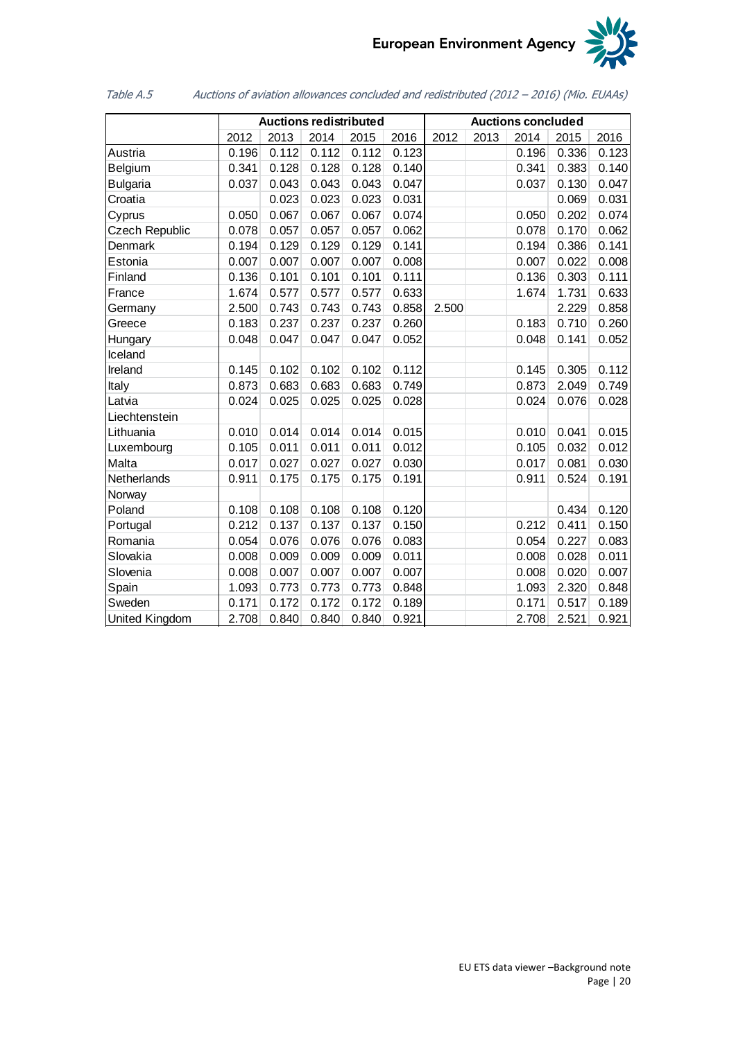*Table A.5 Auctions of aviation allowances concluded and redistributed (2012 – 2016) (Mio. EUAAs)*

| | Auctions redistributed | | | | | Auctions concluded | | | | |
|---|---|---|---|---|---|---|---|---|---|---|
| | 2012 | 2013 | 2014 | 2015 | 2016 | 2012 | 2013 | 2014 | 2015 | 2016 |
| Austria | 0.196 | 0.112 | 0.112 | 0.112 | 0.123 | | | 0.196 | 0.336 | 0.123 |
| Belgium | 0.341 | 0.128 | 0.128 | 0.128 | 0.140 | | | 0.341 | 0.383 | 0.140 |
| Bulgaria | 0.037 | 0.043 | 0.043 | 0.043 | 0.047 | | | 0.037 | 0.130 | 0.047 |
| Croatia | | 0.023 | 0.023 | 0.023 | 0.031 | | | | 0.069 | 0.031 |
| Cyprus | 0.050 | 0.067 | 0.067 | 0.067 | 0.074 | | | 0.050 | 0.202 | 0.074 |
| Czech Republic | 0.078 | 0.057 | 0.057 | 0.057 | 0.062 | | | 0.078 | 0.170 | 0.062 |
| Denmark | 0.194 | 0.129 | 0.129 | 0.129 | 0.141 | | | 0.194 | 0.386 | 0.141 |
| Estonia | 0.007 | 0.007 | 0.007 | 0.007 | 0.008 | | | 0.007 | 0.022 | 0.008 |
| Finland | 0.136 | 0.101 | 0.101 | 0.101 | 0.111 | | | 0.136 | 0.303 | 0.111 |
| France | 1.674 | 0.577 | 0.577 | 0.577 | 0.633 | | | 1.674 | 1.731 | 0.633 |
| Germany | 2.500 | 0.743 | 0.743 | 0.743 | 0.858 | 2.500 | | | 2.229 | 0.858 |
| Greece | 0.183 | 0.237 | 0.237 | 0.237 | 0.260 | | | 0.183 | 0.710 | 0.260 |
| Hungary | 0.048 | 0.047 | 0.047 | 0.047 | 0.052 | | | 0.048 | 0.141 | 0.052 |
| Iceland | | | | | | | | | | |
| Ireland | 0.145 | 0.102 | 0.102 | 0.102 | 0.112 | | | 0.145 | 0.305 | 0.112 |
| Italy | 0.873 | 0.683 | 0.683 | 0.683 | 0.749 | | | 0.873 | 2.049 | 0.749 |
| Latvia | 0.024 | 0.025 | 0.025 | 0.025 | 0.028 | | | 0.024 | 0.076 | 0.028 |
| Liechtenstein | | | | | | | | | | |
| Lithuania | 0.010 | 0.014 | 0.014 | 0.014 | 0.015 | | | 0.010 | 0.041 | 0.015 |
| Luxembourg | 0.105 | 0.011 | 0.011 | 0.011 | 0.012 | | | 0.105 | 0.032 | 0.012 |
| Malta | 0.017 | 0.027 | 0.027 | 0.027 | 0.030 | | | 0.017 | 0.081 | 0.030 |
| Netherlands | 0.911 | 0.175 | 0.175 | 0.175 | 0.191 | | | 0.911 | 0.524 | 0.191 |
| Norway | | | | | | | | | | |
| Poland | 0.108 | 0.108 | 0.108 | 0.108 | 0.120 | | | | 0.434 | 0.120 |
| Portugal | 0.212 | 0.137 | 0.137 | 0.137 | 0.150 | | | 0.212 | 0.411 | 0.150 |
| Romania | 0.054 | 0.076 | 0.076 | 0.076 | 0.083 | | | 0.054 | 0.227 | 0.083 |
| Slovakia | 0.008 | 0.009 | 0.009 | 0.009 | 0.011 | | | 0.008 | 0.028 | 0.011 |
| Slovenia | 0.008 | 0.007 | 0.007 | 0.007 | 0.007 | | | 0.008 | 0.020 | 0.007 |
| Spain | 1.093 | 0.773 | 0.773 | 0.773 | 0.848 | | | 1.093 | 2.320 | 0.848 |
| Sweden | 0.171 | 0.172 | 0.172 | 0.172 | 0.189 | | | 0.171 | 0.517 | 0.189 |
| United Kingdom | 2.708 | 0.840 | 0.840 | 0.840 | 0.921 | | | 2.708 | 2.521 | 0.921 |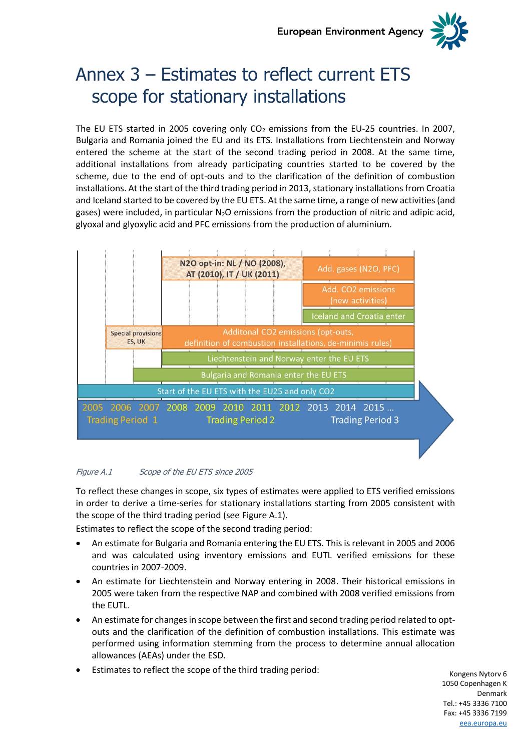# Annex 3 – Estimates to reflect current ETS scope for stationary installations

The EU ETS started in 2005 covering only $CO_2$ emissions from the EU-25 countries. In 2007, Bulgaria and Romania joined the EU and its ETS. Installations from Liechtenstein and Norway entered the scheme at the start of the second trading period in 2008. At the same time, additional installations from already participating countries started to be covered by the scheme, due to the end of opt-outs and to the clarification of the definition of combustion installations. At the start of the third trading period in 2013, stationary installations from Croatia and Iceland started to be covered by the EU ETS. At the same time, a range of new activities (and gases) were included, in particular $N_2O$ emissions from the production of nitric and adipic acid, glyoxal and glyoxylic acid and PFC emissions from the production of aluminium.

*Figure A.1 Scope of the EU ETS since 2005*

To reflect these changes in scope, six types of estimates were applied to ETS verified emissions in order to derive a time-series for stationary installations starting from 2005 consistent with the scope of the third trading period (see Figure A.1).

Estimates to reflect the scope of the second trading period:

- An estimate for Bulgaria and Romania entering the EU ETS. This is relevant in 2005 and 2006 and was calculated using inventory emissions and EUTL verified emissions for these countries in 2007-2009.
- An estimate for Liechtenstein and Norway entering in 2008. Their historical emissions in 2005 were taken from the respective NAP and combined with 2008 verified emissions from the EUTL.
- An estimate for changes in scope between the first and second trading period related to opt-outs and the clarification of the definition of combustion installations. This estimate was performed using information stemming from the process to determine annual allocation allowances (AEAs) under the ESD.
- Estimates to reflect the scope of the third trading period: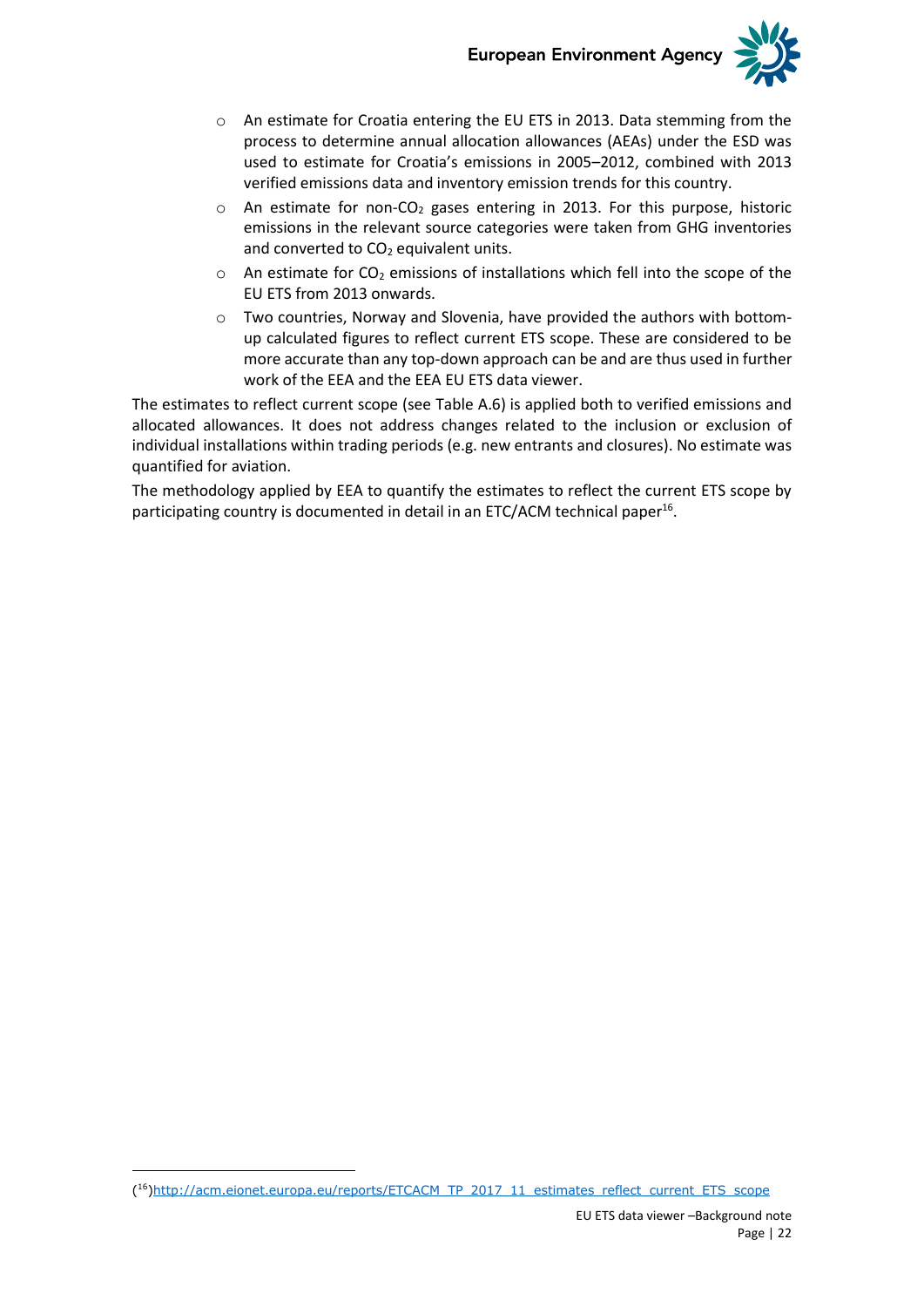- An estimate for Croatia entering the EU ETS in 2013. Data stemming from the process to determine annual allocation allowances (AEAs) under the ESD was used to estimate for Croatia's emissions in 2005–2012, combined with 2013 verified emissions data and inventory emission trends for this country.
- An estimate for non-$CO_2$ gases entering in 2013. For this purpose, historic emissions in the relevant source categories were taken from GHG inventories and converted to $CO_2$ equivalent units.
- An estimate for $CO_2$ emissions of installations which fell into the scope of the EU ETS from 2013 onwards.
- Two countries, Norway and Slovenia, have provided the authors with bottom-up calculated figures to reflect current ETS scope. These are considered to be more accurate than any top-down approach can be and are thus used in further work of the EEA and the EEA EU ETS data viewer.

The estimates to reflect current scope (see Table A.6) is applied both to verified emissions and allocated allowances. It does not address changes related to the inclusion or exclusion of individual installations within trading periods (e.g. new entrants and closures). No estimate was quantified for aviation.

The methodology applied by EEA to quantify the estimates to reflect the current ETS scope by participating country is documented in detail in an ETC/ACM technical paper[16].

---

([16])http://acm.eionet.europa.eu/reports/ETCACM_TP_2017_11_estimates_reflect_current_ETS_scope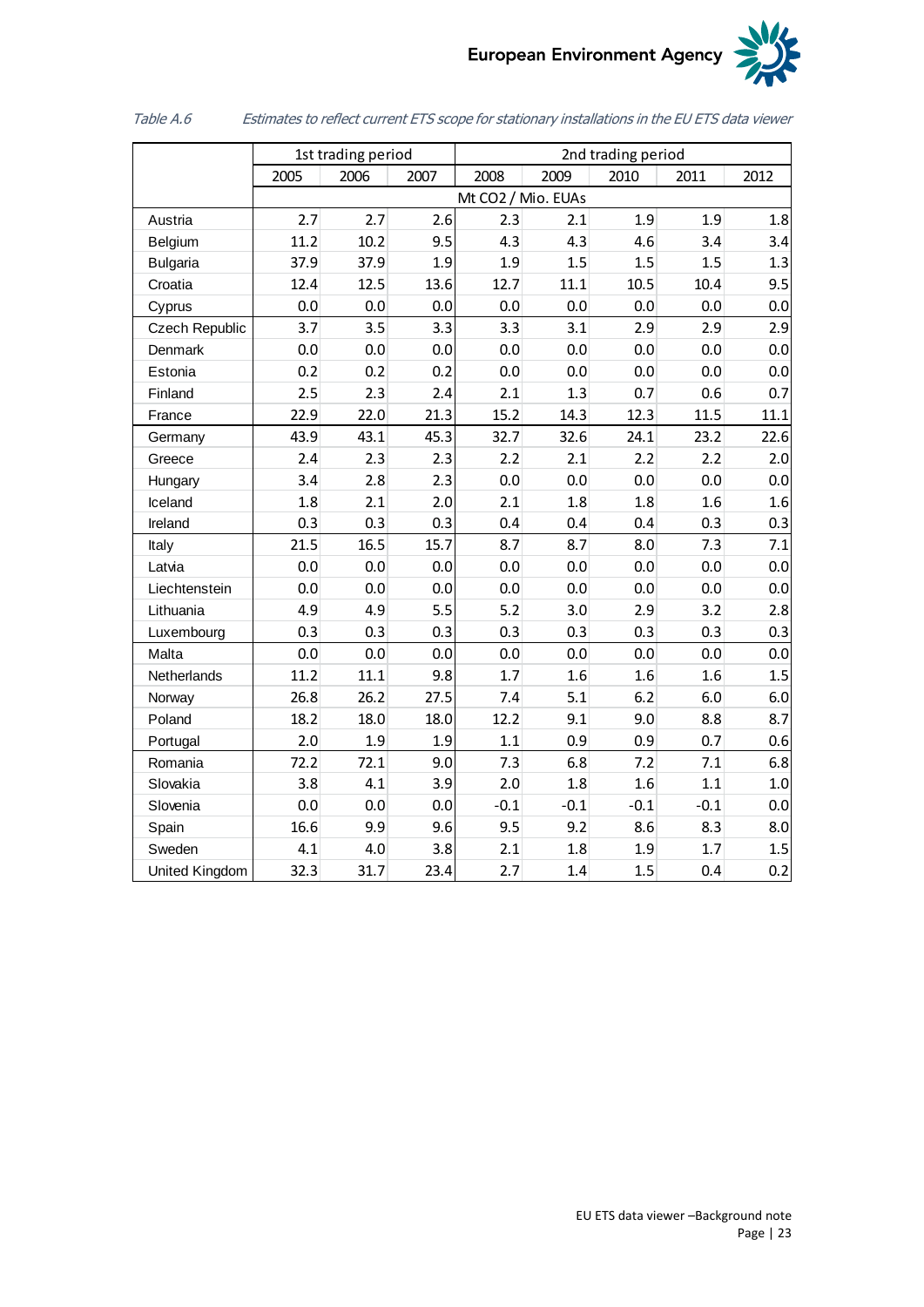*Table A.6* *Estimates to reflect current ETS scope for stationary installations in the EU ETS data viewer*

| | 1st trading period | | | 2nd trading period | | | | |
|---|---|---|---|---|---|---|---|---|
| | 2005 | 2006 | 2007 | 2008 | 2009 | 2010 | 2011 | 2012 |
| | Mt CO2 / Mio. EUAs | | | | | | | |
| Austria | 2.7 | 2.7 | 2.6 | 2.3 | 2.1 | 1.9 | 1.9 | 1.8 |
| Belgium | 11.2 | 10.2 | 9.5 | 4.3 | 4.3 | 4.6 | 3.4 | 3.4 |
| Bulgaria | 37.9 | 37.9 | 1.9 | 1.9 | 1.5 | 1.5 | 1.5 | 1.3 |
| Croatia | 12.4 | 12.5 | 13.6 | 12.7 | 11.1 | 10.5 | 10.4 | 9.5 |
| Cyprus | 0.0 | 0.0 | 0.0 | 0.0 | 0.0 | 0.0 | 0.0 | 0.0 |
| Czech Republic | 3.7 | 3.5 | 3.3 | 3.3 | 3.1 | 2.9 | 2.9 | 2.9 |
| Denmark | 0.0 | 0.0 | 0.0 | 0.0 | 0.0 | 0.0 | 0.0 | 0.0 |
| Estonia | 0.2 | 0.2 | 0.2 | 0.0 | 0.0 | 0.0 | 0.0 | 0.0 |
| Finland | 2.5 | 2.3 | 2.4 | 2.1 | 1.3 | 0.7 | 0.6 | 0.7 |
| France | 22.9 | 22.0 | 21.3 | 15.2 | 14.3 | 12.3 | 11.5 | 11.1 |
| Germany | 43.9 | 43.1 | 45.3 | 32.7 | 32.6 | 24.1 | 23.2 | 22.6 |
| Greece | 2.4 | 2.3 | 2.3 | 2.2 | 2.1 | 2.2 | 2.2 | 2.0 |
| Hungary | 3.4 | 2.8 | 2.3 | 0.0 | 0.0 | 0.0 | 0.0 | 0.0 |
| Iceland | 1.8 | 2.1 | 2.0 | 2.1 | 1.8 | 1.8 | 1.6 | 1.6 |
| Ireland | 0.3 | 0.3 | 0.3 | 0.4 | 0.4 | 0.4 | 0.3 | 0.3 |
| Italy | 21.5 | 16.5 | 15.7 | 8.7 | 8.7 | 8.0 | 7.3 | 7.1 |
| Latvia | 0.0 | 0.0 | 0.0 | 0.0 | 0.0 | 0.0 | 0.0 | 0.0 |
| Liechtenstein | 0.0 | 0.0 | 0.0 | 0.0 | 0.0 | 0.0 | 0.0 | 0.0 |
| Lithuania | 4.9 | 4.9 | 5.5 | 5.2 | 3.0 | 2.9 | 3.2 | 2.8 |
| Luxembourg | 0.3 | 0.3 | 0.3 | 0.3 | 0.3 | 0.3 | 0.3 | 0.3 |
| Malta | 0.0 | 0.0 | 0.0 | 0.0 | 0.0 | 0.0 | 0.0 | 0.0 |
| Netherlands | 11.2 | 11.1 | 9.8 | 1.7 | 1.6 | 1.6 | 1.6 | 1.5 |
| Norway | 26.8 | 26.2 | 27.5 | 7.4 | 5.1 | 6.2 | 6.0 | 6.0 |
| Poland | 18.2 | 18.0 | 18.0 | 12.2 | 9.1 | 9.0 | 8.8 | 8.7 |
| Portugal | 2.0 | 1.9 | 1.9 | 1.1 | 0.9 | 0.9 | 0.7 | 0.6 |
| Romania | 72.2 | 72.1 | 9.0 | 7.3 | 6.8 | 7.2 | 7.1 | 6.8 |
| Slovakia | 3.8 | 4.1 | 3.9 | 2.0 | 1.8 | 1.6 | 1.1 | 1.0 |
| Slovenia | 0.0 | 0.0 | 0.0 | -0.1 | -0.1 | -0.1 | -0.1 | 0.0 |
| Spain | 16.6 | 9.9 | 9.6 | 9.5 | 9.2 | 8.6 | 8.3 | 8.0 |
| Sweden | 4.1 | 4.0 | 3.8 | 2.1 | 1.8 | 1.9 | 1.7 | 1.5 |
| United Kingdom | 32.3 | 31.7 | 23.4 | 2.7 | 1.4 | 1.5 | 0.4 | 0.2 |